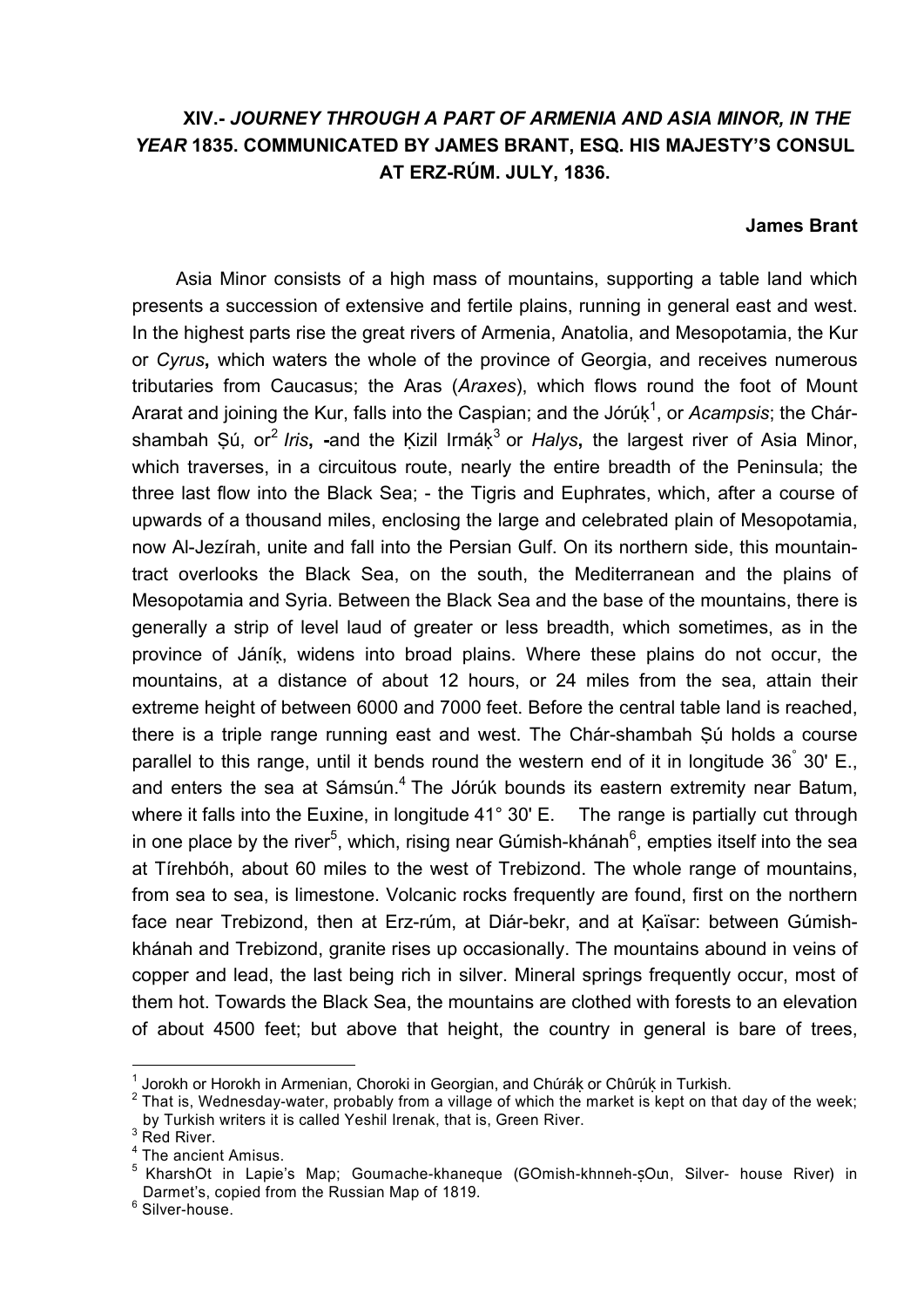# XIV.- *JOURNEY THROUGH A PART OF ARMENIA AND ASIA MINOR, IN THE YEAR* 1835. COMMUNICATED BY JAMES BRANT, ESQ. HIS MAJESTY'S CONSUL AT ERZ-RÚM. JULY, 1836.

**James Brant**

Asia Minor consists of a high mass of mountains, supporting a table land which presents a succession of extensive and fertile plains, running in general east and west. In the highest parts rise the great rivers of Armenia, Anatolia, and Mesopotamia, the Kur or *Cyrus***,** which waters the whole of the province of Georgia, and receives numerous tributaries from Caucasus; the Aras (*Araxes*), which flows round the foot of Mount Ararat and joining the Kur, falls into the Caspian; and the Jórúḳ[1], or *Acampsis*; the Chár-shambah Ṣú, or[2] *Iris***, -**and the Ḳizil Irmáḳ[3] or *Halys***,** the largest river of Asia Minor, which traverses, in a circuitous route, nearly the entire breadth of the Peninsula; the three last flow into the Black Sea; - the Tigris and Euphrates, which, after a course of upwards of a thousand miles, enclosing the large and celebrated plain of Mesopotamia, now Al-Jezírah, unite and fall into the Persian Gulf. On its northern side, this mountain-tract overlooks the Black Sea, on the south, the Mediterranean and the plains of Mesopotamia and Syria. Between the Black Sea and the base of the mountains, there is generally a strip of level laud of greater or less breadth, which sometimes, as in the province of Jáníḳ, widens into broad plains. Where these plains do not occur, the mountains, at a distance of about 12 hours, or 24 miles from the sea, attain their extreme height of between 6000 and 7000 feet. Before the central table land is reached, there is a triple range running east and west. The Chár-shambah Ṣú holds a course parallel to this range, until it bends round the western end of it in longitude 36° 30' E., and enters the sea at Sámsún.[4] The Jórúk bounds its eastern extremity near Batum, where it falls into the Euxine, in longitude 41° 30' E. The range is partially cut through in one place by the river[5], which, rising near Gúmish-khánah[6], empties itself into the sea at Tírehbóh, about 60 miles to the west of Trebizond. The whole range of mountains, from sea to sea, is limestone. Volcanic rocks frequently are found, first on the northern face near Trebizond, then at Erz-rúm, at Diár-bekr, and at Ḳaïsar: between Gúmish-khánah and Trebizond, granite rises up occasionally. The mountains abound in veins of copper and lead, the last being rich in silver. Mineral springs frequently occur, most of them hot. Towards the Black Sea, the mountains are clothed with forests to an elevation of about 4500 feet; but above that height, the country in general is bare of trees,

---

[1] Jorokh or Horokh in Armenian, Choroki in Georgian, and Chúráḳ or Chûrúḳ in Turkish.

[2] That is, Wednesday-water, probably from a village of which the market is kept on that day of the week; by Turkish writers it is called Yeshil Irenak, that is, Green River.

[3] Red River.

[4] The ancient Amisus.

[5] KharshOt in Lapie's Map; Goumache-khaneque (GOmish-khnneh-ṣOɯ, Silver- house River) in Darmet's, copied from the Russian Map of 1819.

[6] Silver-house.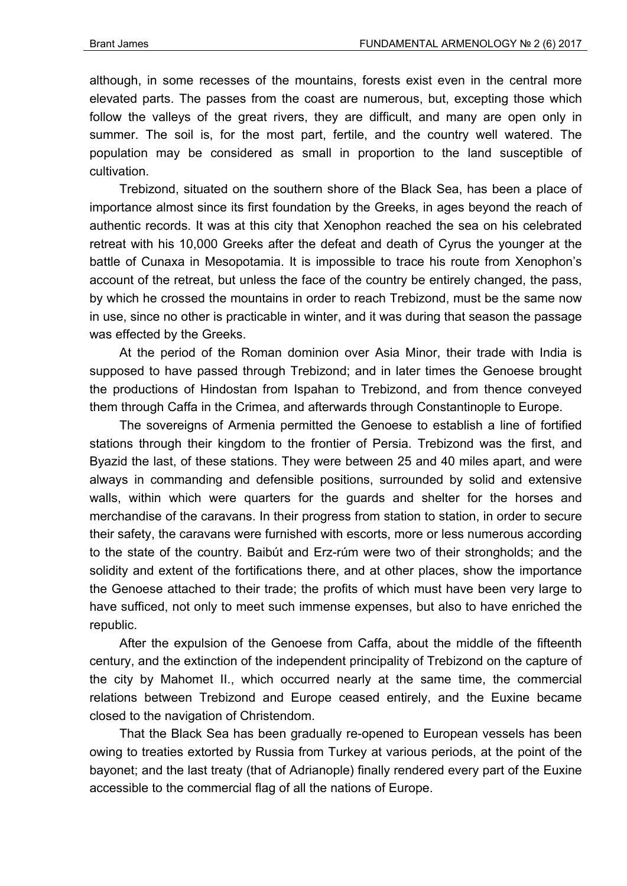although, in some recesses of the mountains, forests exist even in the central more elevated parts. The passes from the coast are numerous, but, excepting those which follow the valleys of the great rivers, they are difficult, and many are open only in summer. The soil is, for the most part, fertile, and the country well watered. The population may be considered as small in proportion to the land susceptible of cultivation.

Trebizond, situated on the southern shore of the Black Sea, has been a place of importance almost since its first foundation by the Greeks, in ages beyond the reach of authentic records. It was at this city that Xenophon reached the sea on his celebrated retreat with his 10,000 Greeks after the defeat and death of Cyrus the younger at the battle of Cunaxa in Mesopotamia. It is impossible to trace his route from Xenophon's account of the retreat, but unless the face of the country be entirely changed, the pass, by which he crossed the mountains in order to reach Trebizond, must be the same now in use, since no other is practicable in winter, and it was during that season the passage was effected by the Greeks.

At the period of the Roman dominion over Asia Minor, their trade with India is supposed to have passed through Trebizond; and in later times the Genoese brought the productions of Hindostan from Ispahan to Trebizond, and from thence conveyed them through Caffa in the Crimea, and afterwards through Constantinople to Europe.

The sovereigns of Armenia permitted the Genoese to establish a line of fortified stations through their kingdom to the frontier of Persia. Trebizond was the first, and Byazid the last, of these stations. They were between 25 and 40 miles apart, and were always in commanding and defensible positions, surrounded by solid and extensive walls, within which were quarters for the guards and shelter for the horses and merchandise of the caravans. In their progress from station to station, in order to secure their safety, the caravans were furnished with escorts, more or less numerous according to the state of the country. Baibút and Erz-rúm were two of their strongholds; and the solidity and extent of the fortifications there, and at other places, show the importance the Genoese attached to their trade; the profits of which must have been very large to have sufficed, not only to meet such immense expenses, but also to have enriched the republic.

After the expulsion of the Genoese from Caffa, about the middle of the fifteenth century, and the extinction of the independent principality of Trebizond on the capture of the city by Mahomet II., which occurred nearly at the same time, the commercial relations between Trebizond and Europe ceased entirely, and the Euxine became closed to the navigation of Christendom.

That the Black Sea has been gradually re-opened to European vessels has been owing to treaties extorted by Russia from Turkey at various periods, at the point of the bayonet; and the last treaty (that of Adrianople) finally rendered every part of the Euxine accessible to the commercial flag of all the nations of Europe.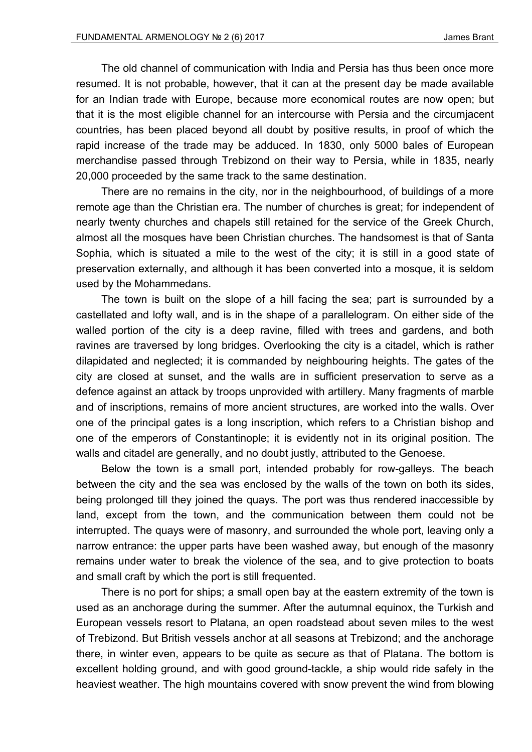The old channel of communication with India and Persia has thus been once more resumed. It is not probable, however, that it can at the present day be made available for an Indian trade with Europe, because more economical routes are now open; but that it is the most eligible channel for an intercourse with Persia and the circumjacent countries, has been placed beyond all doubt by positive results, in proof of which the rapid increase of the trade may be adduced. In 1830, only 5000 bales of European merchandise passed through Trebizond on their way to Persia, while in 1835, nearly 20,000 proceeded by the same track to the same destination.

There are no remains in the city, nor in the neighbourhood, of buildings of a more remote age than the Christian era. The number of churches is great; for independent of nearly twenty churches and chapels still retained for the service of the Greek Church, almost all the mosques have been Christian churches. The handsomest is that of Santa Sophia, which is situated a mile to the west of the city; it is still in a good state of preservation externally, and although it has been converted into a mosque, it is seldom used by the Mohammedans.

The town is built on the slope of a hill facing the sea; part is surrounded by a castellated and lofty wall, and is in the shape of a parallelogram. On either side of the walled portion of the city is a deep ravine, filled with trees and gardens, and both ravines are traversed by long bridges. Overlooking the city is a citadel, which is rather dilapidated and neglected; it is commanded by neighbouring heights. The gates of the city are closed at sunset, and the walls are in sufficient preservation to serve as a defence against an attack by troops unprovided with artillery. Many fragments of marble and of inscriptions, remains of more ancient structures, are worked into the walls. Over one of the principal gates is a long inscription, which refers to a Christian bishop and one of the emperors of Constantinople; it is evidently not in its original position. The walls and citadel are generally, and no doubt justly, attributed to the Genoese.

Below the town is a small port, intended probably for row-galleys. The beach between the city and the sea was enclosed by the walls of the town on both its sides, being prolonged till they joined the quays. The port was thus rendered inaccessible by land, except from the town, and the communication between them could not be interrupted. The quays were of masonry, and surrounded the whole port, leaving only a narrow entrance: the upper parts have been washed away, but enough of the masonry remains under water to break the violence of the sea, and to give protection to boats and small craft by which the port is still frequented.

There is no port for ships; a small open bay at the eastern extremity of the town is used as an anchorage during the summer. After the autumnal equinox, the Turkish and European vessels resort to Platana, an open roadstead about seven miles to the west of Trebizond. But British vessels anchor at all seasons at Trebizond; and the anchorage there, in winter even, appears to be quite as secure as that of Platana. The bottom is excellent holding ground, and with good ground-tackle, a ship would ride safely in the heaviest weather. The high mountains covered with snow prevent the wind from blowing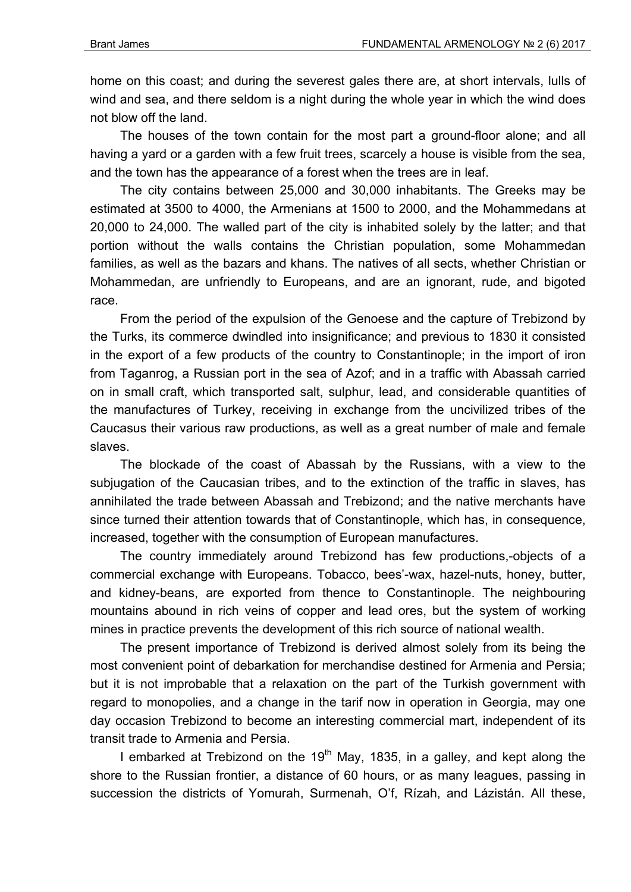home on this coast; and during the severest gales there are, at short intervals, lulls of wind and sea, and there seldom is a night during the whole year in which the wind does not blow off the land.

The houses of the town contain for the most part a ground-floor alone; and all having a yard or a garden with a few fruit trees, scarcely a house is visible from the sea, and the town has the appearance of a forest when the trees are in leaf.

The city contains between 25,000 and 30,000 inhabitants. The Greeks may be estimated at 3500 to 4000, the Armenians at 1500 to 2000, and the Mohammedans at 20,000 to 24,000. The walled part of the city is inhabited solely by the latter; and that portion without the walls contains the Christian population, some Mohammedan families, as well as the bazars and khans. The natives of all sects, whether Christian or Mohammedan, are unfriendly to Europeans, and are an ignorant, rude, and bigoted race.

From the period of the expulsion of the Genoese and the capture of Trebizond by the Turks, its commerce dwindled into insignificance; and previous to 1830 it consisted in the export of a few products of the country to Constantinople; in the import of iron from Taganrog, a Russian port in the sea of Azof; and in a traffic with Abassah carried on in small craft, which transported salt, sulphur, lead, and considerable quantities of the manufactures of Turkey, receiving in exchange from the uncivilized tribes of the Caucasus their various raw productions, as well as a great number of male and female slaves.

The blockade of the coast of Abassah by the Russians, with a view to the subjugation of the Caucasian tribes, and to the extinction of the traffic in slaves, has annihilated the trade between Abassah and Trebizond; and the native merchants have since turned their attention towards that of Constantinople, which has, in consequence, increased, together with the consumption of European manufactures.

The country immediately around Trebizond has few productions,-objects of a commercial exchange with Europeans. Tobacco, bees'-wax, hazel-nuts, honey, butter, and kidney-beans, are exported from thence to Constantinople. The neighbouring mountains abound in rich veins of copper and lead ores, but the system of working mines in practice prevents the development of this rich source of national wealth.

The present importance of Trebizond is derived almost solely from its being the most convenient point of debarkation for merchandise destined for Armenia and Persia; but it is not improbable that a relaxation on the part of the Turkish government with regard to monopolies, and a change in the tarif now in operation in Georgia, may one day occasion Trebizond to become an interesting commercial mart, independent of its transit trade to Armenia and Persia.

I embarked at Trebizond on the 19th May, 1835, in a galley, and kept along the shore to the Russian frontier, a distance of 60 hours, or as many leagues, passing in succession the districts of Yomurah, Surmenah, O'f, Rízah, and Lázistán. All these,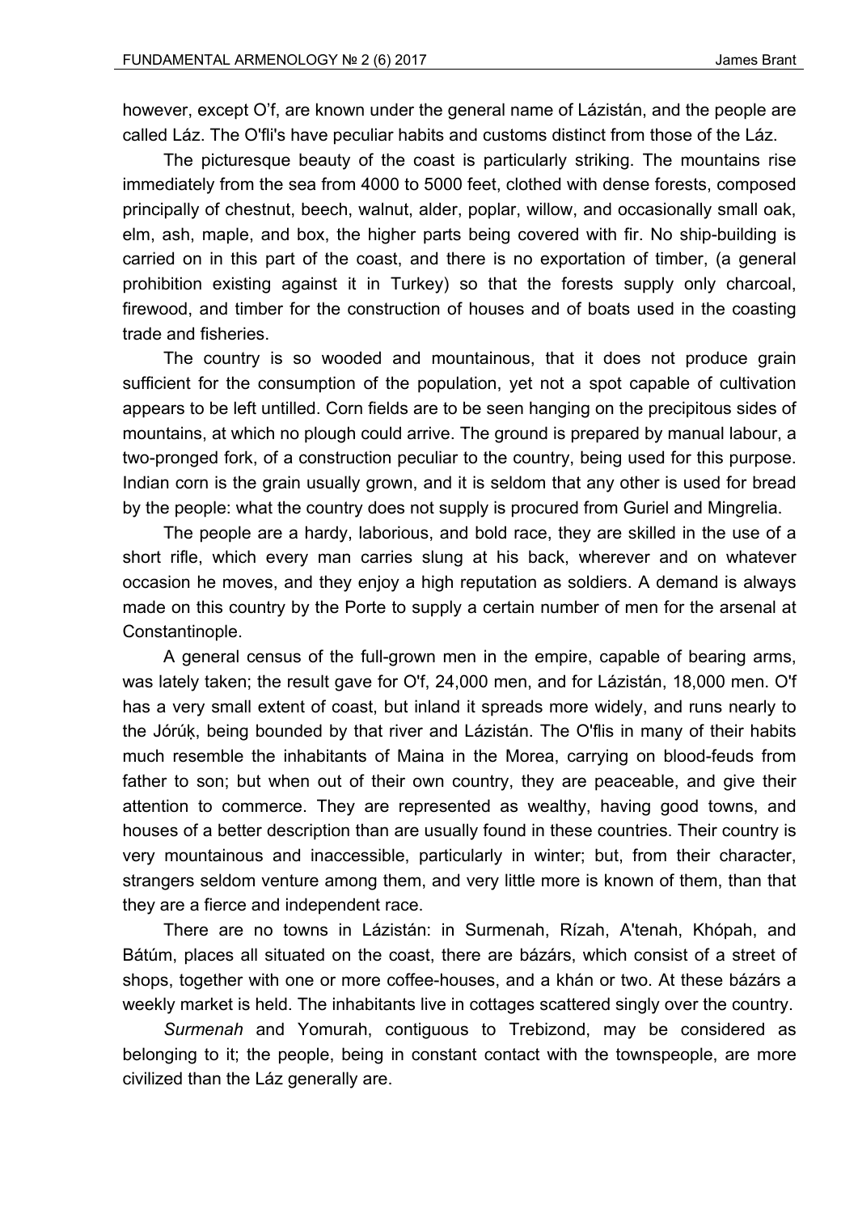however, except O'f, are known under the general name of Lázistán, and the people are called Láz. The O'fli's have peculiar habits and customs distinct from those of the Láz.

The picturesque beauty of the coast is particularly striking. The mountains rise immediately from the sea from 4000 to 5000 feet, clothed with dense forests, composed principally of chestnut, beech, walnut, alder, poplar, willow, and occasionally small oak, elm, ash, maple, and box, the higher parts being covered with fir. No ship-building is carried on in this part of the coast, and there is no exportation of timber, (a general prohibition existing against it in Turkey) so that the forests supply only charcoal, firewood, and timber for the construction of houses and of boats used in the coasting trade and fisheries.

The country is so wooded and mountainous, that it does not produce grain sufficient for the consumption of the population, yet not a spot capable of cultivation appears to be left untilled. Corn fields are to be seen hanging on the precipitous sides of mountains, at which no plough could arrive. The ground is prepared by manual labour, a two-pronged fork, of a construction peculiar to the country, being used for this purpose. Indian corn is the grain usually grown, and it is seldom that any other is used for bread by the people: what the country does not supply is procured from Guriel and Mingrelia.

The people are a hardy, laborious, and bold race, they are skilled in the use of a short rifle, which every man carries slung at his back, wherever and on whatever occasion he moves, and they enjoy a high reputation as soldiers. A demand is always made on this country by the Porte to supply a certain number of men for the arsenal at Constantinople.

A general census of the full-grown men in the empire, capable of bearing arms, was lately taken; the result gave for O'f, 24,000 men, and for Lázistán, 18,000 men. O'f has a very small extent of coast, but inland it spreads more widely, and runs nearly to the Jórúḳ, being bounded by that river and Lázistán. The O'flis in many of their habits much resemble the inhabitants of Maina in the Morea, carrying on blood-feuds from father to son; but when out of their own country, they are peaceable, and give their attention to commerce. They are represented as wealthy, having good towns, and houses of a better description than are usually found in these countries. Their country is very mountainous and inaccessible, particularly in winter; but, from their character, strangers seldom venture among them, and very little more is known of them, than that they are a fierce and independent race.

There are no towns in Lázistán: in Surmenah, Rízah, A'tenah, Khópah, and Bátúm, places all situated on the coast, there are bázárs, which consist of a street of shops, together with one or more coffee-houses, and a khán or two. At these bázárs a weekly market is held. The inhabitants live in cottages scattered singly over the country.

*Surmenah* and Yomurah, contiguous to Trebizond, may be considered as belonging to it; the people, being in constant contact with the townspeople, are more civilized than the Láz generally are.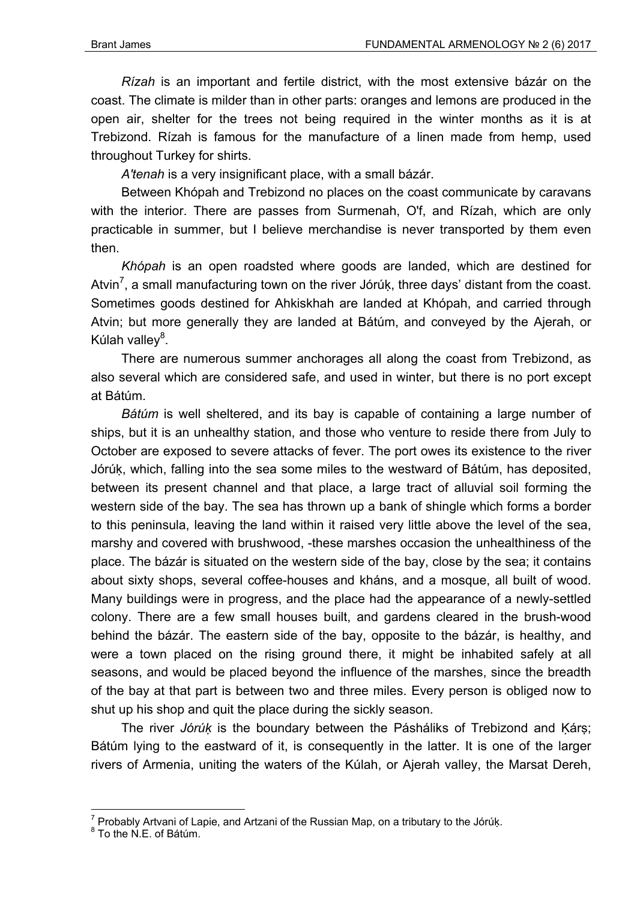*Rízah* is an important and fertile district, with the most extensive bázár on the coast. The climate is milder than in other parts: oranges and lemons are produced in the open air, shelter for the trees not being required in the winter months as it is at Trebizond. Rízah is famous for the manufacture of a linen made from hemp, used throughout Turkey for shirts.

*A'tenah* is a very insignificant place, with a small bázár.

Between Khópah and Trebizond no places on the coast communicate by caravans with the interior. There are passes from Surmenah, O'f, and Rízah, which are only practicable in summer, but I believe merchandise is never transported by them even then.

*Khópah* is an open roadsted where goods are landed, which are destined for Atvin[7], a small manufacturing town on the river Jórúḳ, three days' distant from the coast. Sometimes goods destined for Ahkiskhah are landed at Khópah, and carried through Atvin; but more generally they are landed at Bátúm, and conveyed by the Ajerah, or Kúlah valley[8].

There are numerous summer anchorages all along the coast from Trebizond, as also several which are considered safe, and used in winter, but there is no port except at Bátúm.

*Bátúm* is well sheltered, and its bay is capable of containing a large number of ships, but it is an unhealthy station, and those who venture to reside there from July to October are exposed to severe attacks of fever. The port owes its existence to the river Jórúḳ, which, falling into the sea some miles to the westward of Bátúm, has deposited, between its present channel and that place, a large tract of alluvial soil forming the western side of the bay. The sea has thrown up a bank of shingle which forms a border to this peninsula, leaving the land within it raised very little above the level of the sea, marshy and covered with brushwood, -these marshes occasion the unhealthiness of the place. The bázár is situated on the western side of the bay, close by the sea; it contains about sixty shops, several coffee-houses and kháns, and a mosque, all built of wood. Many buildings were in progress, and the place had the appearance of a newly-settled colony. There are a few small houses built, and gardens cleared in the brush-wood behind the bázár. The eastern side of the bay, opposite to the bázár, is healthy, and were a town placed on the rising ground there, it might be inhabited safely at all seasons, and would be placed beyond the influence of the marshes, since the breadth of the bay at that part is between two and three miles. Every person is obliged now to shut up his shop and quit the place during the sickly season.

The river *Jórúḳ* is the boundary between the Pásháliks of Trebizond and Ḳárṣ; Bátúm lying to the eastward of it, is consequently in the latter. It is one of the larger rivers of Armenia, uniting the waters of the Kúlah, or Ajerah valley, the Marsat Dereh,

---

[7] Probably Artvani of Lapie, and Artzani of the Russian Map, on a tributary to the Jórúḳ.

[8] To the N.E. of Bátúm.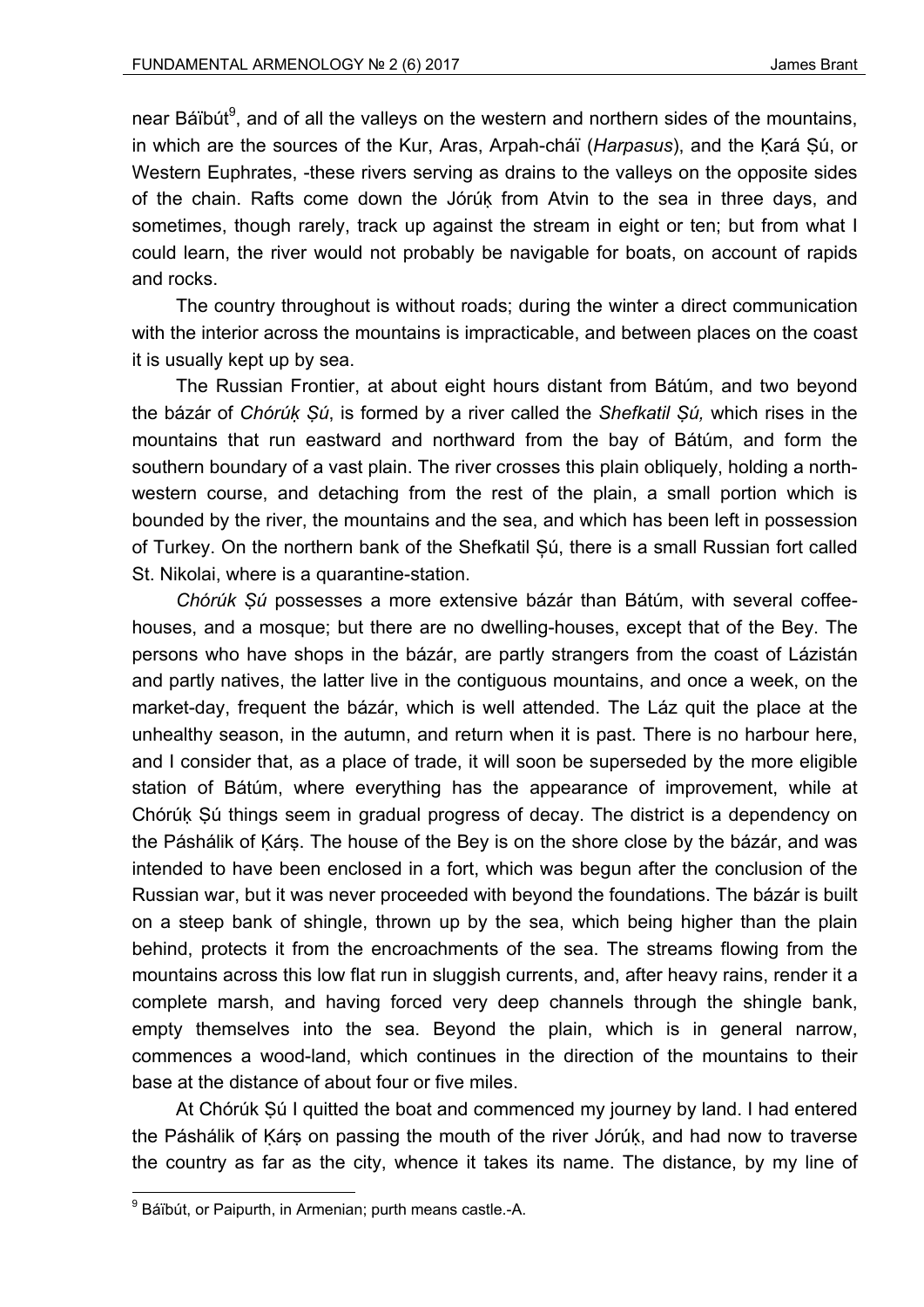near Báïbút[9], and of all the valleys on the western and northern sides of the mountains, in which are the sources of the Kur, Aras, Arpah-cháï (*Harpasus*), and the Ḳará Ṣú, or Western Euphrates, -these rivers serving as drains to the valleys on the opposite sides of the chain. Rafts come down the Jórúḳ from Atvin to the sea in three days, and sometimes, though rarely, track up against the stream in eight or ten; but from what I could learn, the river would not probably be navigable for boats, on account of rapids and rocks.

The country throughout is without roads; during the winter a direct communication with the interior across the mountains is impracticable, and between places on the coast it is usually kept up by sea.

The Russian Frontier, at about eight hours distant from Bátúm, and two beyond the bázár of *Chórúḳ Ṣú*, is formed by a river called the *Shefkatil Ṣú,* which rises in the mountains that run eastward and northward from the bay of Bátúm, and form the southern boundary of a vast plain. The river crosses this plain obliquely, holding a north-western course, and detaching from the rest of the plain, a small portion which is bounded by the river, the mountains and the sea, and which has been left in possession of Turkey. On the northern bank of the Shefkatil Ṣú, there is a small Russian fort called St. Nikolai, where is a quarantine-station.

*Chórúk Ṣú* possesses a more extensive bázár than Bátúm, with several coffee-houses, and a mosque; but there are no dwelling-houses, except that of the Bey. The persons who have shops in the bázár, are partly strangers from the coast of Lázistán and partly natives, the latter live in the contiguous mountains, and once a week, on the market-day, frequent the bázár, which is well attended. The Láz quit the place at the unhealthy season, in the autumn, and return when it is past. There is no harbour here, and I consider that, as a place of trade, it will soon be superseded by the more eligible station of Bátúm, where everything has the appearance of improvement, while at Chórúḳ Ṣú things seem in gradual progress of decay. The district is a dependency on the Páshálik of Ḳárṣ. The house of the Bey is on the shore close by the bázár, and was intended to have been enclosed in a fort, which was begun after the conclusion of the Russian war, but it was never proceeded with beyond the foundations. The bázár is built on a steep bank of shingle, thrown up by the sea, which being higher than the plain behind, protects it from the encroachments of the sea. The streams flowing from the mountains across this low flat run in sluggish currents, and, after heavy rains, render it a complete marsh, and having forced very deep channels through the shingle bank, empty themselves into the sea. Beyond the plain, which is in general narrow, commences a wood-land, which continues in the direction of the mountains to their base at the distance of about four or five miles.

At Chórúk Ṣú I quitted the boat and commenced my journey by land. I had entered the Páshálik of Ḳárṣ on passing the mouth of the river Jórúḳ, and had now to traverse the country as far as the city, whence it takes its name. The distance, by my line of

[9] Báïbút, or Paipurth, in Armenian; purth means castle.-A.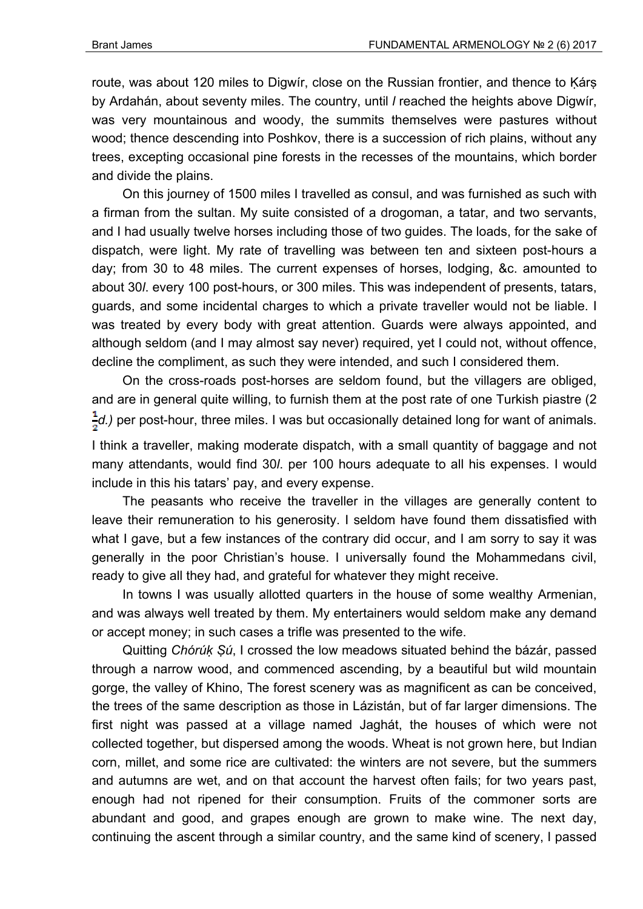route, was about 120 miles to Digwír, close on the Russian frontier, and thence to Ḳárṣ by Ardahán, about seventy miles. The country, until *I* reached the heights above Digwír, was very mountainous and woody, the summits themselves were pastures without wood; thence descending into Poshkov, there is a succession of rich plains, without any trees, excepting occasional pine forests in the recesses of the mountains, which border and divide the plains.

On this journey of 1500 miles I travelled as consul, and was furnished as such with a firman from the sultan. My suite consisted of a drogoman, a tatar, and two servants, and I had usually twelve horses including those of two guides. The loads, for the sake of dispatch, were light. My rate of travelling was between ten and sixteen post-hours a day; from 30 to 48 miles. The current expenses of horses, lodging, &c. amounted to about 30*l*. every 100 post-hours, or 300 miles. This was independent of presents, tatars, guards, and some incidental charges to which a private traveller would not be liable. I was treated by every body with great attention. Guards were always appointed, and although seldom (and I may almost say never) required, yet I could not, without offence, decline the compliment, as such they were intended, and such I considered them.

On the cross-roads post-horses are seldom found, but the villagers are obliged, and are in general quite willing, to furnish them at the post rate of one Turkish piastre (2 $\frac{1}{2}$*d.)* per post-hour, three miles. I was but occasionally detained long for want of animals. I think a traveller, making moderate dispatch, with a small quantity of baggage and not many attendants, would find 30*l*. per 100 hours adequate to all his expenses. I would include in this his tatars' pay, and every expense.

The peasants who receive the traveller in the villages are generally content to leave their remuneration to his generosity. I seldom have found them dissatisfied with what I gave, but a few instances of the contrary did occur, and I am sorry to say it was generally in the poor Christian's house. I universally found the Mohammedans civil, ready to give all they had, and grateful for whatever they might receive.

In towns I was usually allotted quarters in the house of some wealthy Armenian, and was always well treated by them. My entertainers would seldom make any demand or accept money; in such cases a trifle was presented to the wife.

Quitting *Chórúḳ Ṣú*, I crossed the low meadows situated behind the bázár, passed through a narrow wood, and commenced ascending, by a beautiful but wild mountain gorge, the valley of Khino, The forest scenery was as magnificent as can be conceived, the trees of the same description as those in Lázistán, but of far larger dimensions. The first night was passed at a village named Jaghát, the houses of which were not collected together, but dispersed among the woods. Wheat is not grown here, but Indian corn, millet, and some rice are cultivated: the winters are not severe, but the summers and autumns are wet, and on that account the harvest often fails; for two years past, enough had not ripened for their consumption. Fruits of the commoner sorts are abundant and good, and grapes enough are grown to make wine. The next day, continuing the ascent through a similar country, and the same kind of scenery, I passed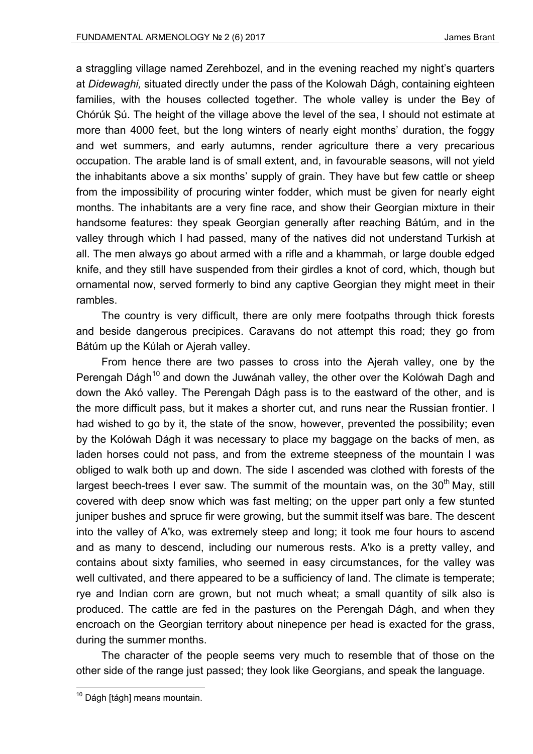a straggling village named Zerehbozel, and in the evening reached my night's quarters at *Didewaghi,* situated directly under the pass of the Kolowah Dágh, containing eighteen families, with the houses collected together. The whole valley is under the Bey of Chórúk Ṣú. The height of the village above the level of the sea, I should not estimate at more than 4000 feet, but the long winters of nearly eight months' duration, the foggy and wet summers, and early autumns, render agriculture there a very precarious occupation. The arable land is of small extent, and, in favourable seasons, will not yield the inhabitants above a six months' supply of grain. They have but few cattle or sheep from the impossibility of procuring winter fodder, which must be given for nearly eight months. The inhabitants are a very fine race, and show their Georgian mixture in their handsome features: they speak Georgian generally after reaching Bátúm, and in the valley through which I had passed, many of the natives did not understand Turkish at all. The men always go about armed with a rifle and a khammah, or large double edged knife, and they still have suspended from their girdles a knot of cord, which, though but ornamental now, served formerly to bind any captive Georgian they might meet in their rambles.

The country is very difficult, there are only mere footpaths through thick forests and beside dangerous precipices. Caravans do not attempt this road; they go from Bátúm up the Kúlah or Ajerah valley.

From hence there are two passes to cross into the Ajerah valley, one by the Perengah Dágh[10] and down the Juwánah valley, the other over the Kolówah Dagh and down the Akó valley. The Perengah Dágh pass is to the eastward of the other, and is the more difficult pass, but it makes a shorter cut, and runs near the Russian frontier. I had wished to go by it, the state of the snow, however, prevented the possibility; even by the Kolówah Dágh it was necessary to place my baggage on the backs of men, as laden horses could not pass, and from the extreme steepness of the mountain I was obliged to walk both up and down. The side I ascended was clothed with forests of the largest beech-trees I ever saw. The summit of the mountain was, on the 30th May, still covered with deep snow which was fast melting; on the upper part only a few stunted juniper bushes and spruce fir were growing, but the summit itself was bare. The descent into the valley of A'ko, was extremely steep and long; it took me four hours to ascend and as many to descend, including our numerous rests. A'ko is a pretty valley, and contains about sixty families, who seemed in easy circumstances, for the valley was well cultivated, and there appeared to be a sufficiency of land. The climate is temperate; rye and Indian corn are grown, but not much wheat; a small quantity of silk also is produced. The cattle are fed in the pastures on the Perengah Dágh, and when they encroach on the Georgian territory about ninepence per head is exacted for the grass, during the summer months.

The character of the people seems very much to resemble that of those on the other side of the range just passed; they look like Georgians, and speak the language.

---

[10] Dágh [tágh] means mountain.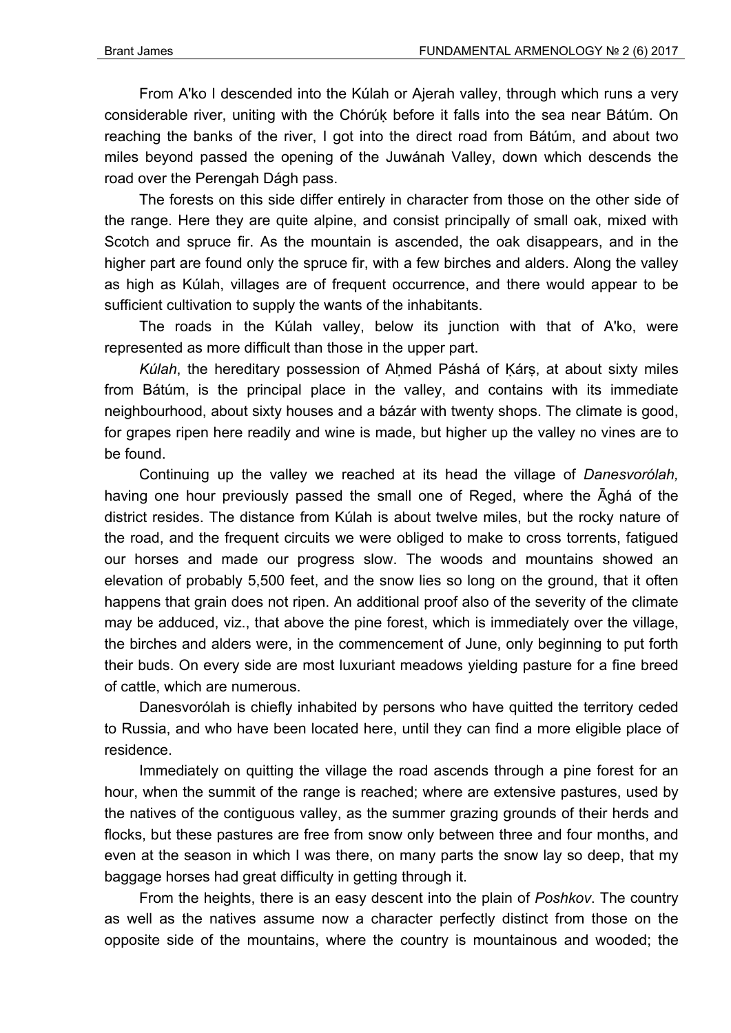From A'ko I descended into the Kúlah or Ajerah valley, through which runs a very considerable river, uniting with the Chórúḳ before it falls into the sea near Bátúm. On reaching the banks of the river, I got into the direct road from Bátúm, and about two miles beyond passed the opening of the Juwánah Valley, down which descends the road over the Perengah Dágh pass.

The forests on this side differ entirely in character from those on the other side of the range. Here they are quite alpine, and consist principally of small oak, mixed with Scotch and spruce fir. As the mountain is ascended, the oak disappears, and in the higher part are found only the spruce fir, with a few birches and alders. Along the valley as high as Kúlah, villages are of frequent occurrence, and there would appear to be sufficient cultivation to supply the wants of the inhabitants.

The roads in the Kúlah valley, below its junction with that of A'ko, were represented as more difficult than those in the upper part.

*Kúlah*, the hereditary possession of Aḥmed Páshá of Ḳárṣ, at about sixty miles from Bátúm, is the principal place in the valley, and contains with its immediate neighbourhood, about sixty houses and a bázár with twenty shops. The climate is good, for grapes ripen here readily and wine is made, but higher up the valley no vines are to be found.

Continuing up the valley we reached at its head the village of *Danesvorólah,* having one hour previously passed the small one of Reged, where the Āghá of the district resides. The distance from Kúlah is about twelve miles, but the rocky nature of the road, and the frequent circuits we were obliged to make to cross torrents, fatigued our horses and made our progress slow. The woods and mountains showed an elevation of probably 5,500 feet, and the snow lies so long on the ground, that it often happens that grain does not ripen. An additional proof also of the severity of the climate may be adduced, viz., that above the pine forest, which is immediately over the village, the birches and alders were, in the commencement of June, only beginning to put forth their buds. On every side are most luxuriant meadows yielding pasture for a fine breed of cattle, which are numerous.

Danesvorólah is chiefly inhabited by persons who have quitted the territory ceded to Russia, and who have been located here, until they can find a more eligible place of residence.

Immediately on quitting the village the road ascends through a pine forest for an hour, when the summit of the range is reached; where are extensive pastures, used by the natives of the contiguous valley, as the summer grazing grounds of their herds and flocks, but these pastures are free from snow only between three and four months, and even at the season in which I was there, on many parts the snow lay so deep, that my baggage horses had great difficulty in getting through it.

From the heights, there is an easy descent into the plain of *Poshkov*. The country as well as the natives assume now a character perfectly distinct from those on the opposite side of the mountains, where the country is mountainous and wooded; the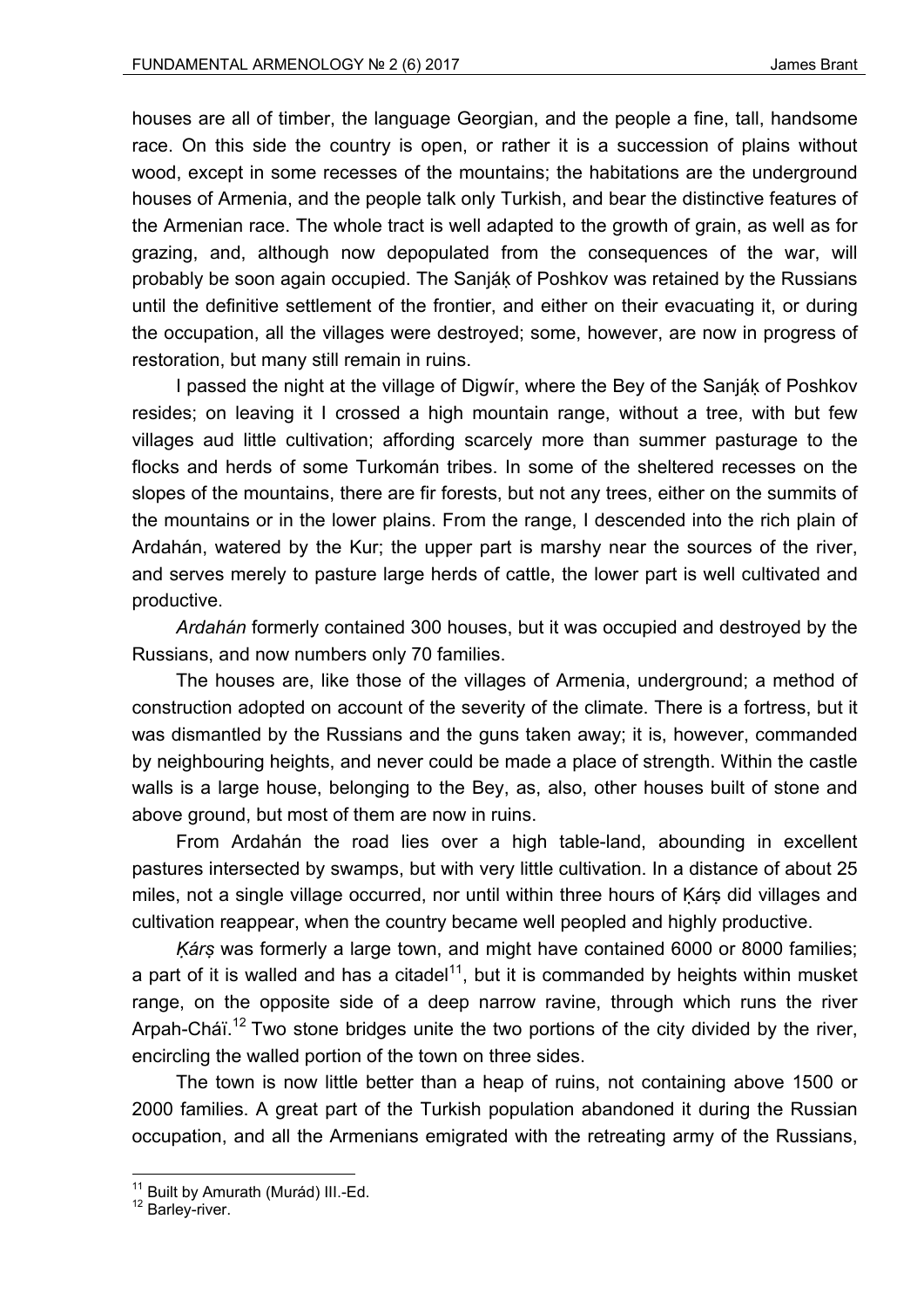houses are all of timber, the language Georgian, and the people a fine, tall, handsome race. On this side the country is open, or rather it is a succession of plains without wood, except in some recesses of the mountains; the habitations are the underground houses of Armenia, and the people talk only Turkish, and bear the distinctive features of the Armenian race. The whole tract is well adapted to the growth of grain, as well as for grazing, and, although now depopulated from the consequences of the war, will probably be soon again occupied. The Sanjáḳ of Poshkov was retained by the Russians until the definitive settlement of the frontier, and either on their evacuating it, or during the occupation, all the villages were destroyed; some, however, are now in progress of restoration, but many still remain in ruins.

I passed the night at the village of Digwír, where the Bey of the Sanjáḳ of Poshkov resides; on leaving it I crossed a high mountain range, without a tree, with but few villages aud little cultivation; affording scarcely more than summer pasturage to the flocks and herds of some Turkomán tribes. In some of the sheltered recesses on the slopes of the mountains, there are fir forests, but not any trees, either on the summits of the mountains or in the lower plains. From the range, I descended into the rich plain of Ardahán, watered by the Kur; the upper part is marshy near the sources of the river, and serves merely to pasture large herds of cattle, the lower part is well cultivated and productive.

*Ardahán* formerly contained 300 houses, but it was occupied and destroyed by the Russians, and now numbers only 70 families.

The houses are, like those of the villages of Armenia, underground; a method of construction adopted on account of the severity of the climate. There is a fortress, but it was dismantled by the Russians and the guns taken away; it is, however, commanded by neighbouring heights, and never could be made a place of strength. Within the castle walls is a large house, belonging to the Bey, as, also, other houses built of stone and above ground, but most of them are now in ruins.

From Ardahán the road lies over a high table-land, abounding in excellent pastures intersected by swamps, but with very little cultivation. In a distance of about 25 miles, not a single village occurred, nor until within three hours of Ḳárṣ did villages and cultivation reappear, when the country became well peopled and highly productive.

*Ḳárṣ* was formerly a large town, and might have contained 6000 or 8000 families; a part of it is walled and has a citadel[11], but it is commanded by heights within musket range, on the opposite side of a deep narrow ravine, through which runs the river Arpah-Cháï.[12] Two stone bridges unite the two portions of the city divided by the river, encircling the walled portion of the town on three sides.

The town is now little better than a heap of ruins, not containing above 1500 or 2000 families. A great part of the Turkish population abandoned it during the Russian occupation, and all the Armenians emigrated with the retreating army of the Russians,

[11] Built by Amurath (Murád) III.-Ed.

[12] Barley-river.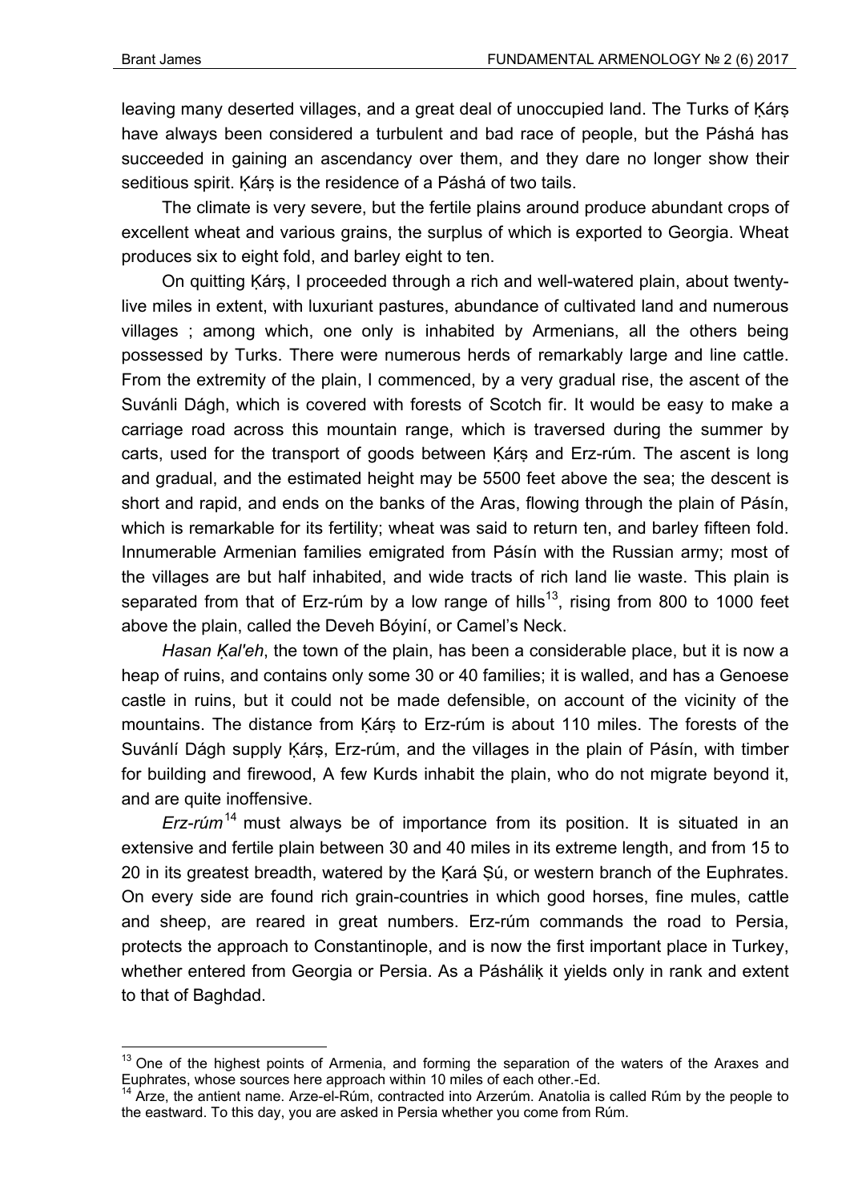leaving many deserted villages, and a great deal of unoccupied land. The Turks of Ḳárṣ have always been considered a turbulent and bad race of people, but the Páshá has succeeded in gaining an ascendancy over them, and they dare no longer show their seditious spirit. Ḳárṣ is the residence of a Páshá of two tails.

The climate is very severe, but the fertile plains around produce abundant crops of excellent wheat and various grains, the surplus of which is exported to Georgia. Wheat produces six to eight fold, and barley eight to ten.

On quitting Ḳárṣ, I proceeded through a rich and well-watered plain, about twenty-live miles in extent, with luxuriant pastures, abundance of cultivated land and numerous villages ; among which, one only is inhabited by Armenians, all the others being possessed by Turks. There were numerous herds of remarkably large and line cattle. From the extremity of the plain, I commenced, by a very gradual rise, the ascent of the Suvánli Dágh, which is covered with forests of Scotch fir. It would be easy to make a carriage road across this mountain range, which is traversed during the summer by carts, used for the transport of goods between Ḳárṣ and Erz-rúm. The ascent is long and gradual, and the estimated height may be 5500 feet above the sea; the descent is short and rapid, and ends on the banks of the Aras, flowing through the plain of Pásín, which is remarkable for its fertility; wheat was said to return ten, and barley fifteen fold. Innumerable Armenian families emigrated from Pásín with the Russian army; most of the villages are but half inhabited, and wide tracts of rich land lie waste. This plain is separated from that of Erz-rúm by a low range of hills[13], rising from 800 to 1000 feet above the plain, called the Deveh Bóyiní, or Camel's Neck.

*Hasan Ḳal'eh*, the town of the plain, has been a considerable place, but it is now a heap of ruins, and contains only some 30 or 40 families; it is walled, and has a Genoese castle in ruins, but it could not be made defensible, on account of the vicinity of the mountains. The distance from Ḳárṣ to Erz-rúm is about 110 miles. The forests of the Suvánlí Dágh supply Ḳárṣ, Erz-rúm, and the villages in the plain of Pásín, with timber for building and firewood, A few Kurds inhabit the plain, who do not migrate beyond it, and are quite inoffensive.

*Erz-rúm*[14] must always be of importance from its position. It is situated in an extensive and fertile plain between 30 and 40 miles in its extreme length, and from 15 to 20 in its greatest breadth, watered by the Ḳará Ṣú, or western branch of the Euphrates. On every side are found rich grain-countries in which good horses, fine mules, cattle and sheep, are reared in great numbers. Erz-rúm commands the road to Persia, protects the approach to Constantinople, and is now the first important place in Turkey, whether entered from Georgia or Persia. As a Páshálíḳ it yields only in rank and extent to that of Baghdad.

---

[13] One of the highest points of Armenia, and forming the separation of the waters of the Araxes and Euphrates, whose sources here approach within 10 miles of each other.-Ed.

[14] Arze, the antient name. Arze-el-Rúm, contracted into Arzerúm. Anatolia is called Rúm by the people to the eastward. To this day, you are asked in Persia whether you come from Rúm.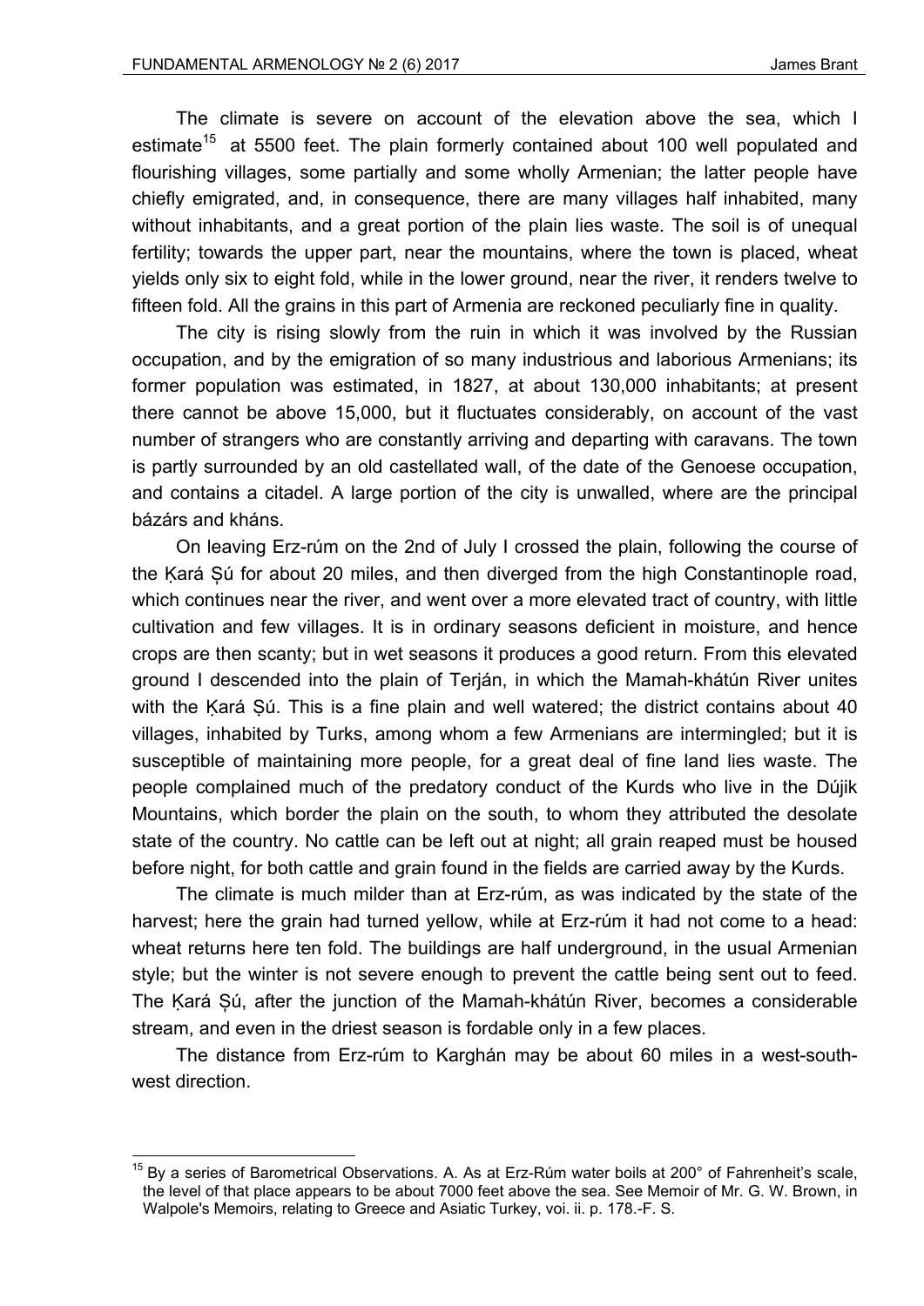The climate is severe on account of the elevation above the sea, which I estimate[15] at 5500 feet. The plain formerly contained about 100 well populated and flourishing villages, some partially and some wholly Armenian; the latter people have chiefly emigrated, and, in consequence, there are many villages half inhabited, many without inhabitants, and a great portion of the plain lies waste. The soil is of unequal fertility; towards the upper part, near the mountains, where the town is placed, wheat yields only six to eight fold, while in the lower ground, near the river, it renders twelve to fifteen fold. All the grains in this part of Armenia are reckoned peculiarly fine in quality.

The city is rising slowly from the ruin in which it was involved by the Russian occupation, and by the emigration of so many industrious and laborious Armenians; its former population was estimated, in 1827, at about 130,000 inhabitants; at present there cannot be above 15,000, but it fluctuates considerably, on account of the vast number of strangers who are constantly arriving and departing with caravans. The town is partly surrounded by an old castellated wall, of the date of the Genoese occupation, and contains a citadel. A large portion of the city is unwalled, where are the principal bázárs and kháns.

On leaving Erz-rúm on the 2nd of July I crossed the plain, following the course of the Ḳará Ṣú for about 20 miles, and then diverged from the high Constantinople road, which continues near the river, and went over a more elevated tract of country, with little cultivation and few villages. It is in ordinary seasons deficient in moisture, and hence crops are then scanty; but in wet seasons it produces a good return. From this elevated ground I descended into the plain of Terján, in which the Mamah-khátún River unites with the Ḳará Ṣú. This is a fine plain and well watered; the district contains about 40 villages, inhabited by Turks, among whom a few Armenians are intermingled; but it is susceptible of maintaining more people, for a great deal of fine land lies waste. The people complained much of the predatory conduct of the Kurds who live in the Dújik Mountains, which border the plain on the south, to whom they attributed the desolate state of the country. No cattle can be left out at night; all grain reaped must be housed before night, for both cattle and grain found in the fields are carried away by the Kurds.

The climate is much milder than at Erz-rúm, as was indicated by the state of the harvest; here the grain had turned yellow, while at Erz-rúm it had not come to a head: wheat returns here ten fold. The buildings are half underground, in the usual Armenian style; but the winter is not severe enough to prevent the cattle being sent out to feed. The Ḳará Ṣú, after the junction of the Mamah-khátún River, becomes a considerable stream, and even in the driest season is fordable only in a few places.

The distance from Erz-rúm to Karghán may be about 60 miles in a west-south-west direction.

---

[15] By a series of Barometrical Observations. A. As at Erz-Rúm water boils at 200° of Fahrenheit's scale, the level of that place appears to be about 7000 feet above the sea. See Memoir of Mr. G. W. Brown, in Walpole's Memoirs, relating to Greece and Asiatic Turkey, voi. ii. p. 178.-F. S.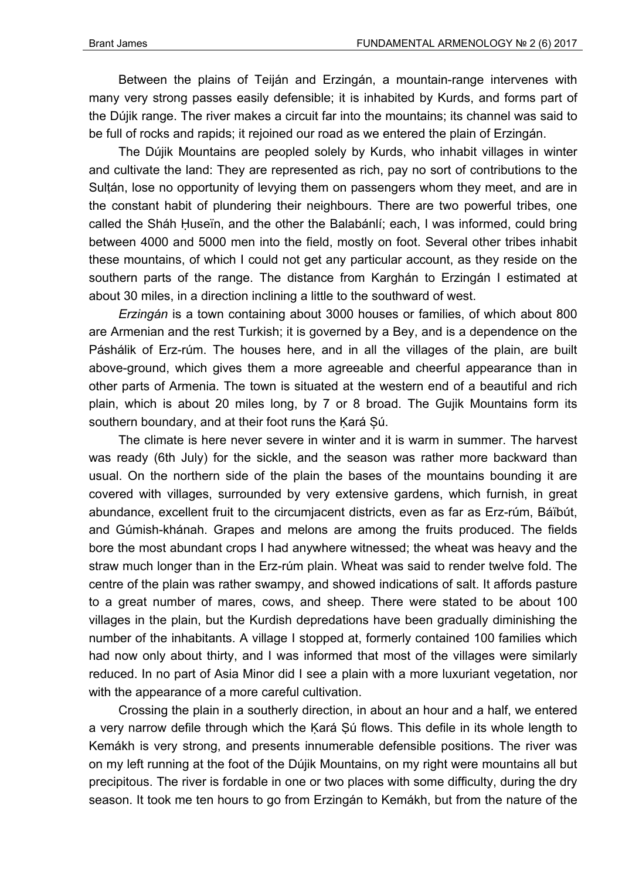Between the plains of Teiján and Erzingán, a mountain-range intervenes with many very strong passes easily defensible; it is inhabited by Kurds, and forms part of the Dújik range. The river makes a circuit far into the mountains; its channel was said to be full of rocks and rapids; it rejoined our road as we entered the plain of Erzingán.

The Dújik Mountains are peopled solely by Kurds, who inhabit villages in winter and cultivate the land: They are represented as rich, pay no sort of contributions to the Sulṭán, lose no opportunity of levying them on passengers whom they meet, and are in the constant habit of plundering their neighbours. There are two powerful tribes, one called the Sháh Ḥuseïn, and the other the Balabánlí; each, I was informed, could bring between 4000 and 5000 men into the field, mostly on foot. Several other tribes inhabit these mountains, of which I could not get any particular account, as they reside on the southern parts of the range. The distance from Karghán to Erzingán I estimated at about 30 miles, in a direction inclining a little to the southward of west.

*Erzingán* is a town containing about 3000 houses or families, of which about 800 are Armenian and the rest Turkish; it is governed by a Bey, and is a dependence on the Páshálik of Erz-rúm. The houses here, and in all the villages of the plain, are built above-ground, which gives them a more agreeable and cheerful appearance than in other parts of Armenia. The town is situated at the western end of a beautiful and rich plain, which is about 20 miles long, by 7 or 8 broad. The Gujik Mountains form its southern boundary, and at their foot runs the Ḳará Ṣú.

The climate is here never severe in winter and it is warm in summer. The harvest was ready (6th July) for the sickle, and the season was rather more backward than usual. On the northern side of the plain the bases of the mountains bounding it are covered with villages, surrounded by very extensive gardens, which furnish, in great abundance, excellent fruit to the circumjacent districts, even as far as Erz-rúm, Báïbút, and Gúmish-khánah. Grapes and melons are among the fruits produced. The fields bore the most abundant crops I had anywhere witnessed; the wheat was heavy and the straw much longer than in the Erz-rúm plain. Wheat was said to render twelve fold. The centre of the plain was rather swampy, and showed indications of salt. It affords pasture to a great number of mares, cows, and sheep. There were stated to be about 100 villages in the plain, but the Kurdish depredations have been gradually diminishing the number of the inhabitants. A village I stopped at, formerly contained 100 families which had now only about thirty, and I was informed that most of the villages were similarly reduced. In no part of Asia Minor did I see a plain with a more luxuriant vegetation, nor with the appearance of a more careful cultivation.

Crossing the plain in a southerly direction, in about an hour and a half, we entered a very narrow defile through which the Ḳará Ṣú flows. This defile in its whole length to Kemákh is very strong, and presents innumerable defensible positions. The river was on my left running at the foot of the Dújik Mountains, on my right were mountains all but precipitous. The river is fordable in one or two places with some difficulty, during the dry season. It took me ten hours to go from Erzingán to Kemákh, but from the nature of the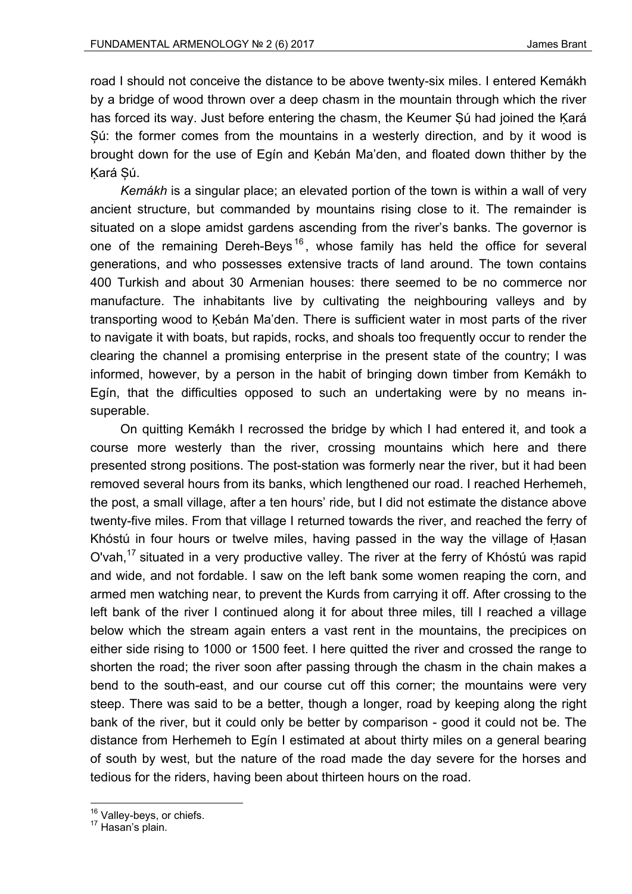road I should not conceive the distance to be above twenty-six miles. I entered Kemákh by a bridge of wood thrown over a deep chasm in the mountain through which the river has forced its way. Just before entering the chasm, the Keumer Ṣú had joined the Ḳará Ṣú: the former comes from the mountains in a westerly direction, and by it wood is brought down for the use of Egín and Ḳebán Ma'den, and floated down thither by the Ḳará Ṣú.

*Kemákh* is a singular place; an elevated portion of the town is within a wall of very ancient structure, but commanded by mountains rising close to it. The remainder is situated on a slope amidst gardens ascending from the river's banks. The governor is one of the remaining Dereh-Beys[16], whose family has held the office for several generations, and who possesses extensive tracts of land around. The town contains 400 Turkish and about 30 Armenian houses: there seemed to be no commerce nor manufacture. The inhabitants live by cultivating the neighbouring valleys and by transporting wood to Ḳebán Ma'den. There is sufficient water in most parts of the river to navigate it with boats, but rapids, rocks, and shoals too frequently occur to render the clearing the channel a promising enterprise in the present state of the country; I was informed, however, by a person in the habit of bringing down timber from Kemákh to Egín, that the difficulties opposed to such an undertaking were by no means insuperable.

On quitting Kemákh I recrossed the bridge by which I had entered it, and took a course more westerly than the river, crossing mountains which here and there presented strong positions. The post-station was formerly near the river, but it had been removed several hours from its banks, which lengthened our road. I reached Herhemeh, the post, a small village, after a ten hours' ride, but I did not estimate the distance above twenty-five miles. From that village I returned towards the river, and reached the ferry of Khóstú in four hours or twelve miles, having passed in the way the village of Ḥasan O'vah,[17] situated in a very productive valley. The river at the ferry of Khóstú was rapid and wide, and not fordable. I saw on the left bank some women reaping the corn, and armed men watching near, to prevent the Kurds from carrying it off. After crossing to the left bank of the river I continued along it for about three miles, till I reached a village below which the stream again enters a vast rent in the mountains, the precipices on either side rising to 1000 or 1500 feet. I here quitted the river and crossed the range to shorten the road; the river soon after passing through the chasm in the chain makes a bend to the south-east, and our course cut off this corner; the mountains were very steep. There was said to be a better, though a longer, road by keeping along the right bank of the river, but it could only be better by comparison - good it could not be. The distance from Herhemeh to Egín I estimated at about thirty miles on a general bearing of south by west, but the nature of the road made the day severe for the horses and tedious for the riders, having been about thirteen hours on the road.

---

[16] Valley-beys, or chiefs.

[17] Hasan's plain.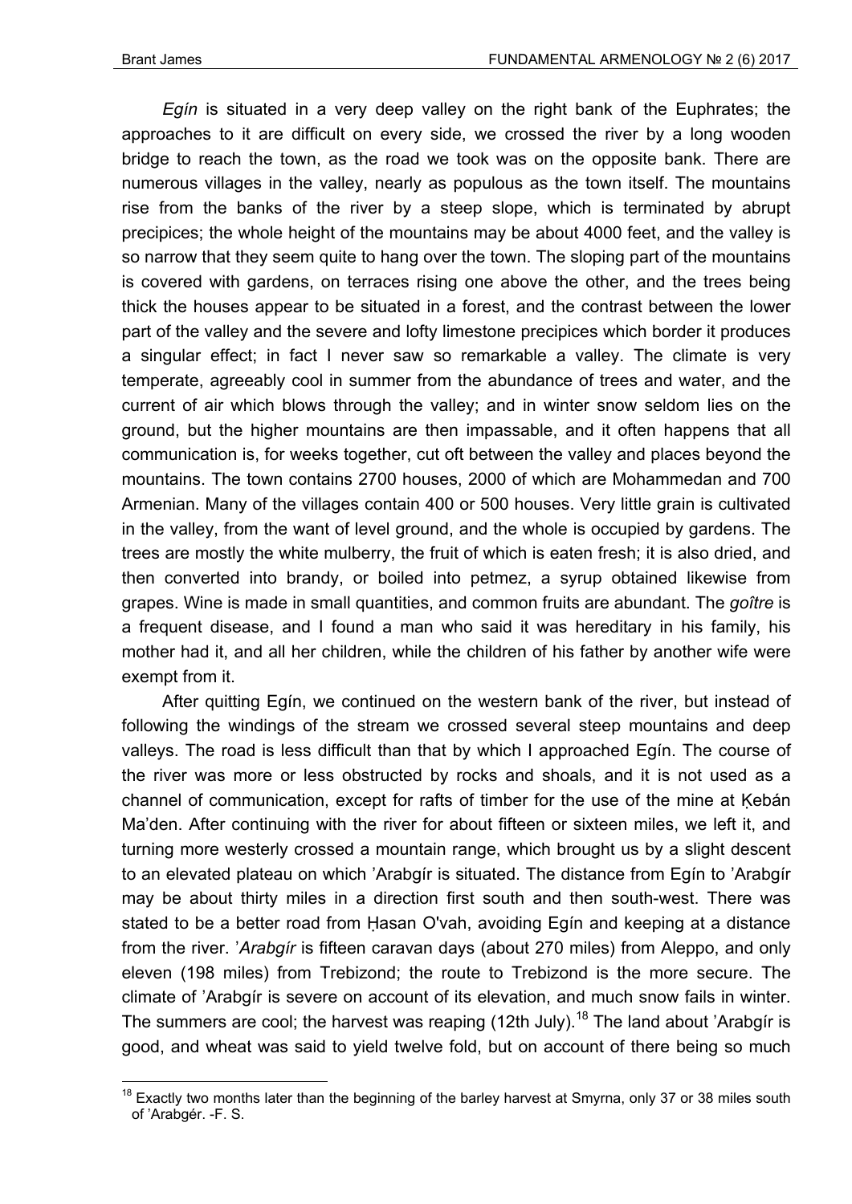*Egín* is situated in a very deep valley on the right bank of the Euphrates; the approaches to it are difficult on every side, we crossed the river by a long wooden bridge to reach the town, as the road we took was on the opposite bank. There are numerous villages in the valley, nearly as populous as the town itself. The mountains rise from the banks of the river by a steep slope, which is terminated by abrupt precipices; the whole height of the mountains may be about 4000 feet, and the valley is so narrow that they seem quite to hang over the town. The sloping part of the mountains is covered with gardens, on terraces rising one above the other, and the trees being thick the houses appear to be situated in a forest, and the contrast between the lower part of the valley and the severe and lofty limestone precipices which border it produces a singular effect; in fact I never saw so remarkable a valley. The climate is very temperate, agreeably cool in summer from the abundance of trees and water, and the current of air which blows through the valley; and in winter snow seldom lies on the ground, but the higher mountains are then impassable, and it often happens that all communication is, for weeks together, cut oft between the valley and places beyond the mountains. The town contains 2700 houses, 2000 of which are Mohammedan and 700 Armenian. Many of the villages contain 400 or 500 houses. Very little grain is cultivated in the valley, from the want of level ground, and the whole is occupied by gardens. The trees are mostly the white mulberry, the fruit of which is eaten fresh; it is also dried, and then converted into brandy, or boiled into petmez, a syrup obtained likewise from grapes. Wine is made in small quantities, and common fruits are abundant. The *goître* is a frequent disease, and I found a man who said it was hereditary in his family, his mother had it, and all her children, while the children of his father by another wife were exempt from it.

After quitting Egín, we continued on the western bank of the river, but instead of following the windings of the stream we crossed several steep mountains and deep valleys. The road is less difficult than that by which I approached Egín. The course of the river was more or less obstructed by rocks and shoals, and it is not used as a channel of communication, except for rafts of timber for the use of the mine at Ḳebán Ma'den. After continuing with the river for about fifteen or sixteen miles, we left it, and turning more westerly crossed a mountain range, which brought us by a slight descent to an elevated plateau on which 'Arabgír is situated. The distance from Egín to 'Arabgír may be about thirty miles in a direction first south and then south-west. There was stated to be a better road from Ḥasan O'vah, avoiding Egín and keeping at a distance from the river. '*Arabgír* is fifteen caravan days (about 270 miles) from Aleppo, and only eleven (198 miles) from Trebizond; the route to Trebizond is the more secure. The climate of 'Arabgír is severe on account of its elevation, and much snow fails in winter. The summers are cool; the harvest was reaping (12th July).[18] The land about 'Arabgír is good, and wheat was said to yield twelve fold, but on account of there being so much

---

[18] Exactly two months later than the beginning of the barley harvest at Smyrna, only 37 or 38 miles south of 'Arabgér. -F. S.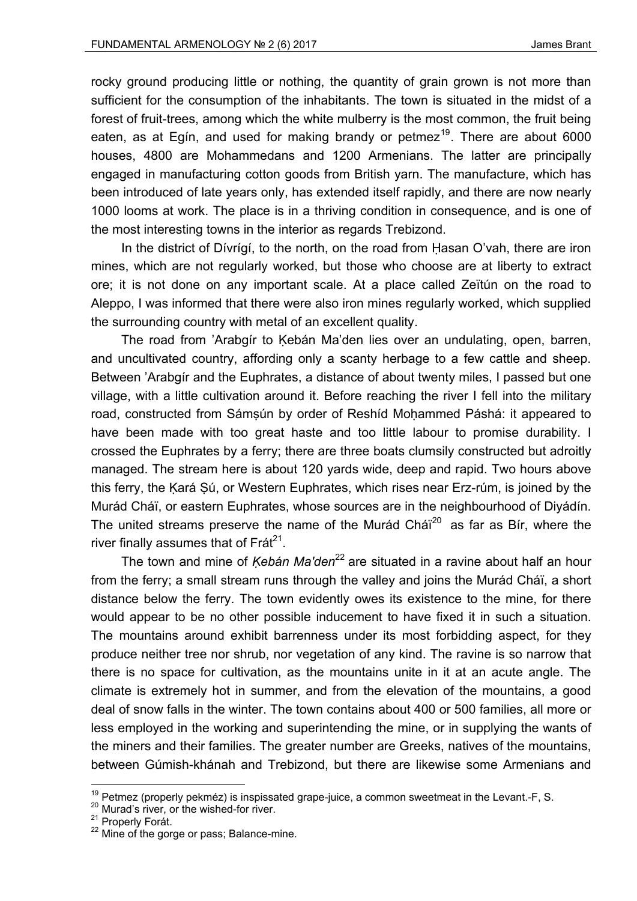rocky ground producing little or nothing, the quantity of grain grown is not more than sufficient for the consumption of the inhabitants. The town is situated in the midst of a forest of fruit-trees, among which the white mulberry is the most common, the fruit being eaten, as at Egín, and used for making brandy or petmez[19]. There are about 6000 houses, 4800 are Mohammedans and 1200 Armenians. The latter are principally engaged in manufacturing cotton goods from British yarn. The manufacture, which has been introduced of late years only, has extended itself rapidly, and there are now nearly 1000 looms at work. The place is in a thriving condition in consequence, and is one of the most interesting towns in the interior as regards Trebizond.

In the district of Dívrígí, to the north, on the road from Ḥasan O'vah, there are iron mines, which are not regularly worked, but those who choose are at liberty to extract ore; it is not done on any important scale. At a place called Zeïtún on the road to Aleppo, I was informed that there were also iron mines regularly worked, which supplied the surrounding country with metal of an excellent quality.

The road from 'Arabgír to Ḳebán Ma'den lies over an undulating, open, barren, and uncultivated country, affording only a scanty herbage to a few cattle and sheep. Between 'Arabgír and the Euphrates, a distance of about twenty miles, I passed but one village, with a little cultivation around it. Before reaching the river I fell into the military road, constructed from Sámṣún by order of Reshíd Moḥammed Páshá: it appeared to have been made with too great haste and too little labour to promise durability. I crossed the Euphrates by a ferry; there are three boats clumsily constructed but adroitly managed. The stream here is about 120 yards wide, deep and rapid. Two hours above this ferry, the Ḳará Ṣú, or Western Euphrates, which rises near Erz-rúm, is joined by the Murád Cháï, or eastern Euphrates, whose sources are in the neighbourhood of Diyádín. The united streams preserve the name of the Murád Cháï[20] as far as Bír, where the river finally assumes that of Frát[21].

The town and mine of *Ḳebán Ma'den*[22] are situated in a ravine about half an hour from the ferry; a small stream runs through the valley and joins the Murád Cháï, a short distance below the ferry. The town evidently owes its existence to the mine, for there would appear to be no other possible inducement to have fixed it in such a situation. The mountains around exhibit barrenness under its most forbidding aspect, for they produce neither tree nor shrub, nor vegetation of any kind. The ravine is so narrow that there is no space for cultivation, as the mountains unite in it at an acute angle. The climate is extremely hot in summer, and from the elevation of the mountains, a good deal of snow falls in the winter. The town contains about 400 or 500 families, all more or less employed in the working and superintending the mine, or in supplying the wants of the miners and their families. The greater number are Greeks, natives of the mountains, between Gúmish-khánah and Trebizond, but there are likewise some Armenians and

---

[19] Petmez (properly pekméz) is inspissated grape-juice, a common sweetmeat in the Levant.-F, S.

[20] Murad's river, or the wished-for river.

[21] Properly Forát.

[22] Mine of the gorge or pass; Balance-mine.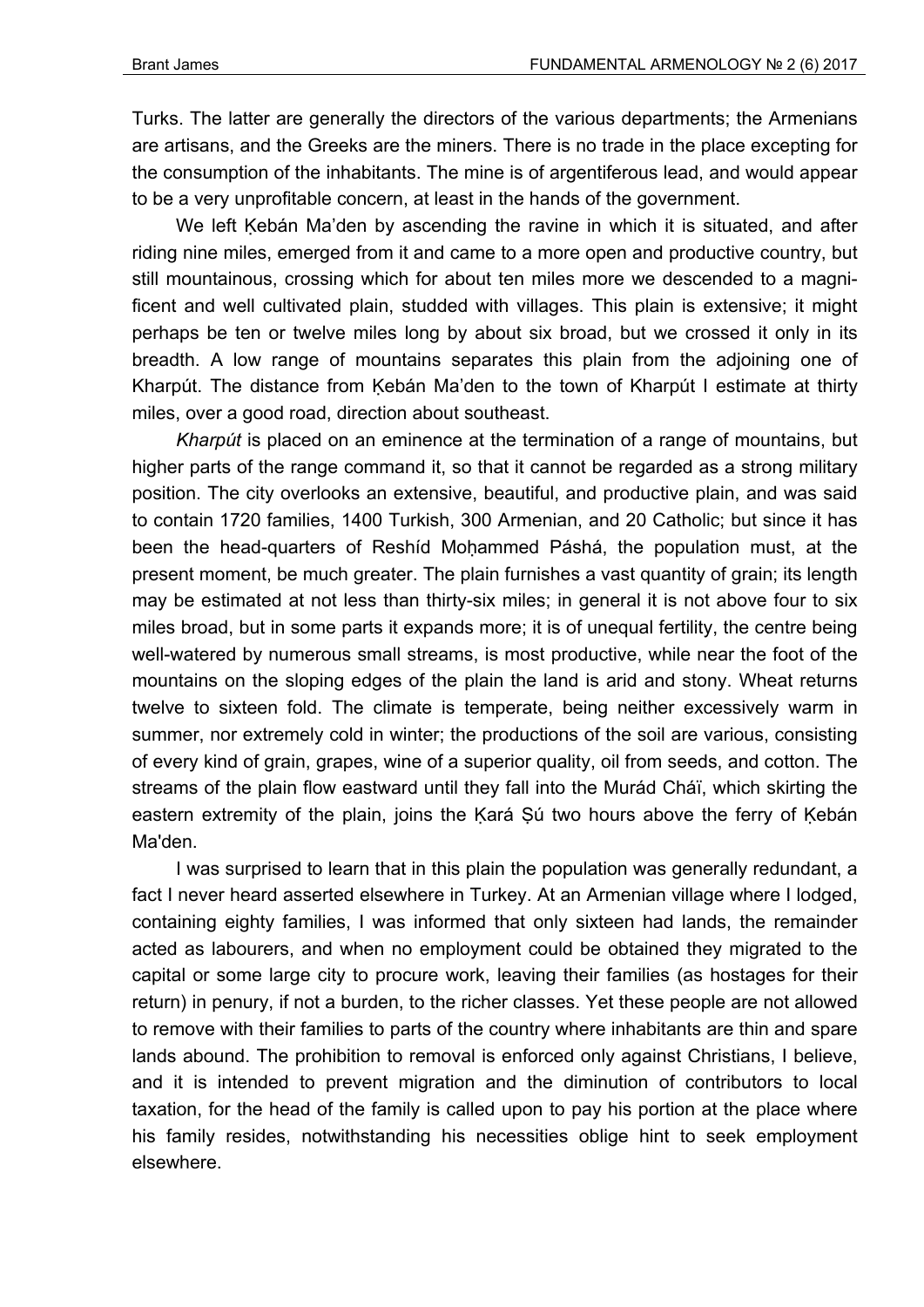Turks. The latter are generally the directors of the various departments; the Armenians are artisans, and the Greeks are the miners. There is no trade in the place excepting for the consumption of the inhabitants. The mine is of argentiferous lead, and would appear to be a very unprofitable concern, at least in the hands of the government.

We left Ḳebán Ma'den by ascending the ravine in which it is situated, and after riding nine miles, emerged from it and came to a more open and productive country, but still mountainous, crossing which for about ten miles more we descended to a magnificent and well cultivated plain, studded with villages. This plain is extensive; it might perhaps be ten or twelve miles long by about six broad, but we crossed it only in its breadth. A low range of mountains separates this plain from the adjoining one of Kharpút. The distance from Ḳebán Ma'den to the town of Kharpút I estimate at thirty miles, over a good road, direction about southeast.

*Kharpút* is placed on an eminence at the termination of a range of mountains, but higher parts of the range command it, so that it cannot be regarded as a strong military position. The city overlooks an extensive, beautiful, and productive plain, and was said to contain 1720 families, 1400 Turkish, 300 Armenian, and 20 Catholic; but since it has been the head-quarters of Reshíd Moḥammed Páshá, the population must, at the present moment, be much greater. The plain furnishes a vast quantity of grain; its length may be estimated at not less than thirty-six miles; in general it is not above four to six miles broad, but in some parts it expands more; it is of unequal fertility, the centre being well-watered by numerous small streams, is most productive, while near the foot of the mountains on the sloping edges of the plain the land is arid and stony. Wheat returns twelve to sixteen fold. The climate is temperate, being neither excessively warm in summer, nor extremely cold in winter; the productions of the soil are various, consisting of every kind of grain, grapes, wine of a superior quality, oil from seeds, and cotton. The streams of the plain flow eastward until they fall into the Murád Cháï, which skirting the eastern extremity of the plain, joins the Ḳará Ṣú two hours above the ferry of Ḳebán Ma'den.

I was surprised to learn that in this plain the population was generally redundant, a fact I never heard asserted elsewhere in Turkey. At an Armenian village where I lodged, containing eighty families, I was informed that only sixteen had lands, the remainder acted as labourers, and when no employment could be obtained they migrated to the capital or some large city to procure work, leaving their families (as hostages for their return) in penury, if not a burden, to the richer classes. Yet these people are not allowed to remove with their families to parts of the country where inhabitants are thin and spare lands abound. The prohibition to removal is enforced only against Christians, I believe, and it is intended to prevent migration and the diminution of contributors to local taxation, for the head of the family is called upon to pay his portion at the place where his family resides, notwithstanding his necessities oblige hint to seek employment elsewhere.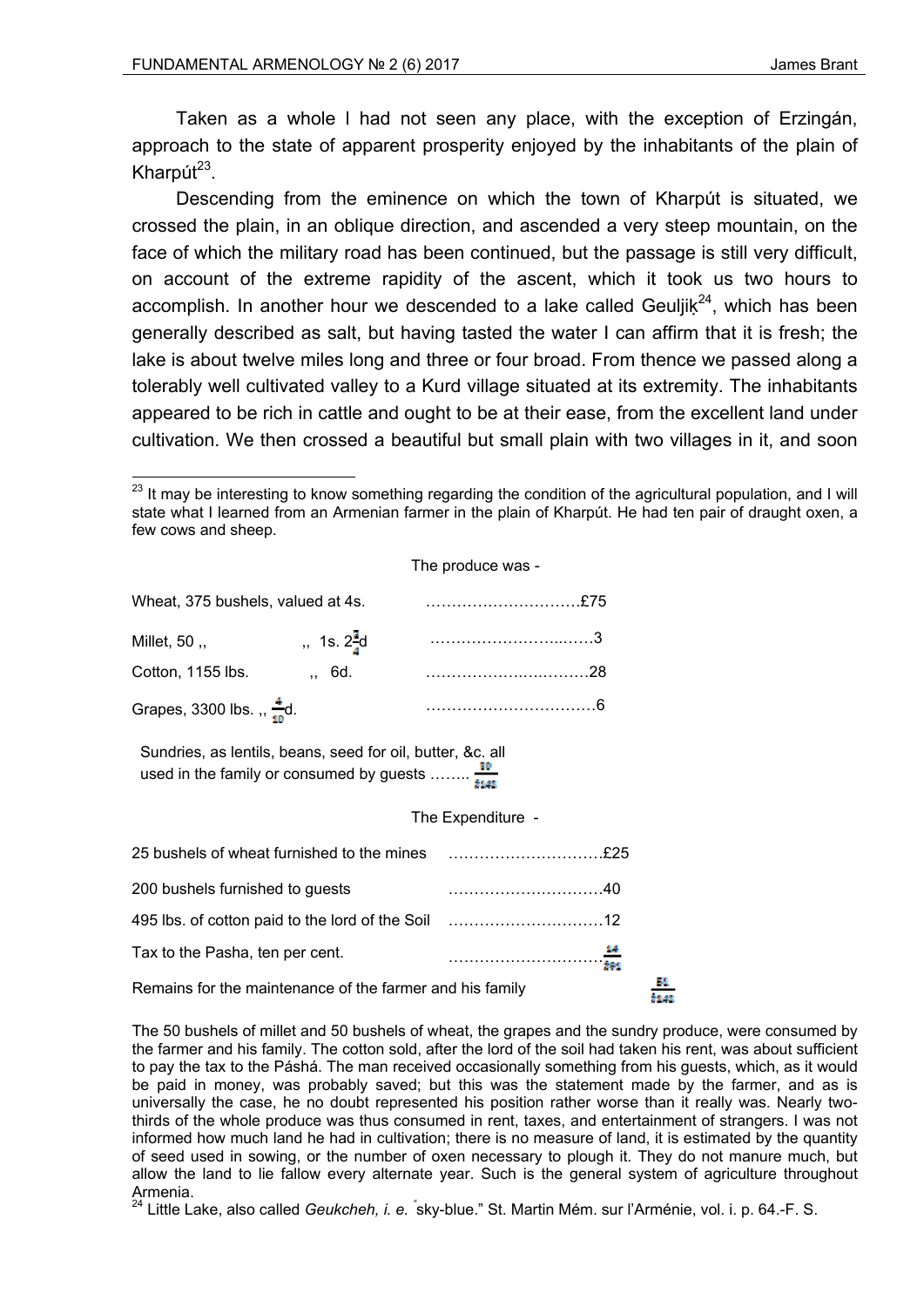Taken as a whole I had not seen any place, with the exception of Erzingán, approach to the state of apparent prosperity enjoyed by the inhabitants of the plain of Kharpút[23].

Descending from the eminence on which the town of Kharpút is situated, we crossed the plain, in an oblique direction, and ascended a very steep mountain, on the face of which the military road has been continued, but the passage is still very difficult, on account of the extreme rapidity of the ascent, which it took us two hours to accomplish. In another hour we descended to a lake called Geuljiķ[24], which has been generally described as salt, but having tasted the water I can affirm that it is fresh; the lake is about twelve miles long and three or four broad. From thence we passed along a tolerably well cultivated valley to a Kurd village situated at its extremity. The inhabitants appeared to be rich in cattle and ought to be at their ease, from the excellent land under cultivation. We then crossed a beautiful but small plain with two villages in it, and soon

---

[23] It may be interesting to know something regarding the condition of the agricultural population, and I will state what I learned from an Armenian farmer in the plain of Kharpút. He had ten pair of draught oxen, a few cows and sheep.

The produce was -

| | | |
|---|---|---|
| Wheat, 375 bushels, valued at 4s. | | ……………………….£75 |
| Millet, 50 ,, | ,, 1s. $2\frac{3}{4}$d | ……………………..……3 |
| Cotton, 1155 lbs. | ,, 6d. | ……………….…..………28 |
| Grapes, 3300 lbs. ,, $\frac{4}{10}$d. | | ……………………………6 |
| Sundries, as lentils, beans, seed for oil, butter, &c. all used in the family or consumed by guests …….. | | $\frac{30}{£142}$ |

The Expenditure -

| | |
|---|---|
| 25 bushels of wheat furnished to the mines | ……………………….£25 |
| 200 bushels furnished to guests | ……………………….40 |
| 495 lbs. of cotton paid to the lord of the Soil | ……………………….12 |
| Tax to the Pasha, ten per cent. | ………………………. $\frac{14}{£91}$ |
| Remains for the maintenance of the farmer and his family | $\frac{51}{£142}$ |

The 50 bushels of millet and 50 bushels of wheat, the grapes and the sundry produce, were consumed by the farmer and his family. The cotton sold, after the lord of the soil had taken his rent, was about sufficient to pay the tax to the Páshá. The man received occasionally something from his guests, which, as it would be paid in money, was probably saved; but this was the statement made by the farmer, and as is universally the case, he no doubt represented his position rather worse than it really was. Nearly two-thirds of the whole produce was thus consumed in rent, taxes, and entertainment of strangers. I was not informed how much land he had in cultivation; there is no measure of land, it is estimated by the quantity of seed used in sowing, or the number of oxen necessary to plough it. They do not manure much, but allow the land to lie fallow every alternate year. Such is the general system of agriculture throughout Armenia.

[24] Little Lake, also called *Geukcheh, i. e.* "sky-blue." St. Martin Mém. sur l'Arménie, vol. i. p. 64.-F. S.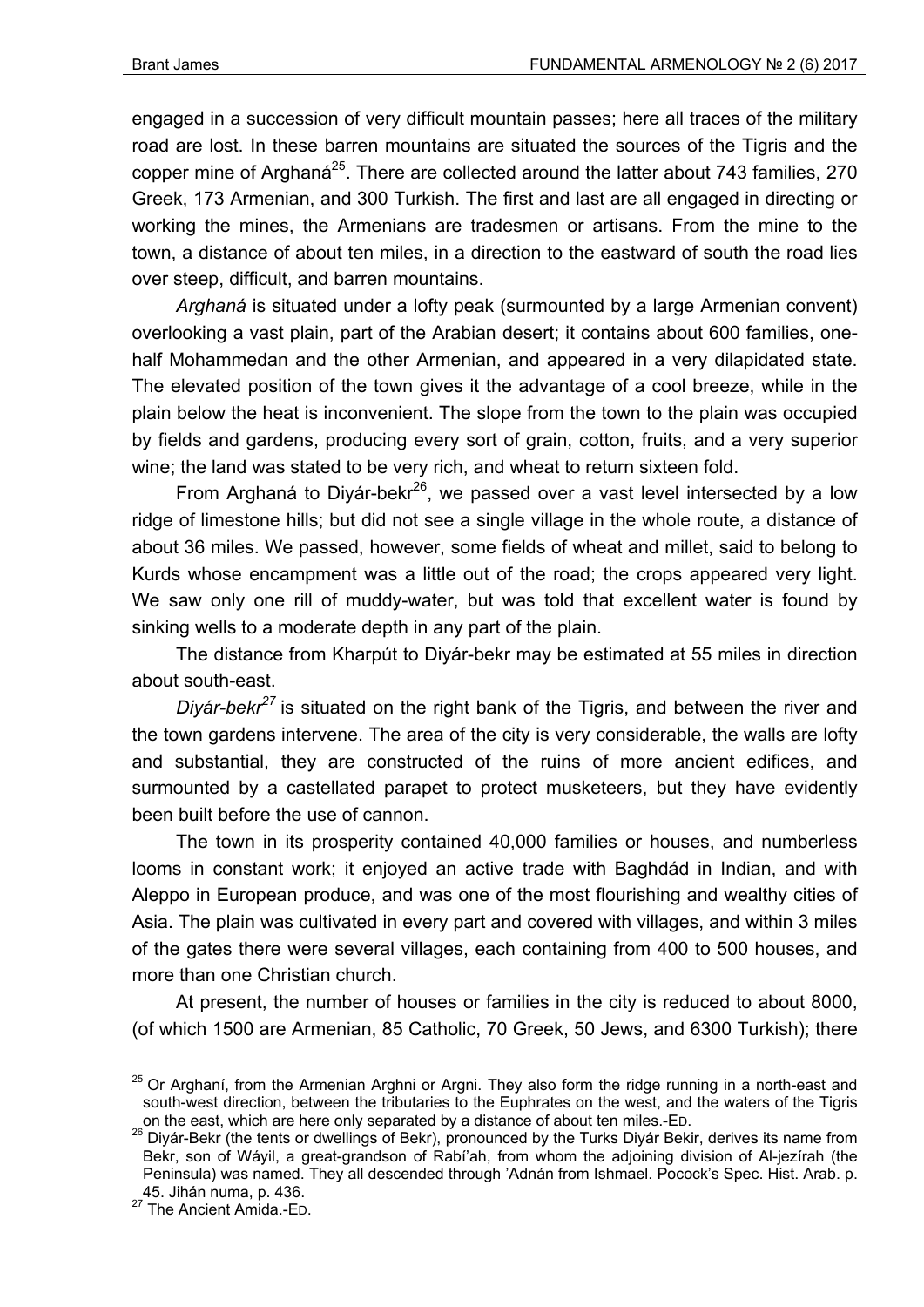engaged in a succession of very difficult mountain passes; here all traces of the military road are lost. In these barren mountains are situated the sources of the Tigris and the copper mine of Arghaná[25]. There are collected around the latter about 743 families, 270 Greek, 173 Armenian, and 300 Turkish. The first and last are all engaged in directing or working the mines, the Armenians are tradesmen or artisans. From the mine to the town, a distance of about ten miles, in a direction to the eastward of south the road lies over steep, difficult, and barren mountains.

*Arghaná* is situated under a lofty peak (surmounted by a large Armenian convent) overlooking a vast plain, part of the Arabian desert; it contains about 600 families, one-half Mohammedan and the other Armenian, and appeared in a very dilapidated state. The elevated position of the town gives it the advantage of a cool breeze, while in the plain below the heat is inconvenient. The slope from the town to the plain was occupied by fields and gardens, producing every sort of grain, cotton, fruits, and a very superior wine; the land was stated to be very rich, and wheat to return sixteen fold.

From Arghaná to Diyár-bekr[26], we passed over a vast level intersected by a low ridge of limestone hills; but did not see a single village in the whole route, a distance of about 36 miles. We passed, however, some fields of wheat and millet, said to belong to Kurds whose encampment was a little out of the road; the crops appeared very light. We saw only one rill of muddy-water, but was told that excellent water is found by sinking wells to a moderate depth in any part of the plain.

The distance from Kharpút to Diyár-bekr may be estimated at 55 miles in direction about south-east.

*Diyár-bekr*[27] is situated on the right bank of the Tigris, and between the river and the town gardens intervene. The area of the city is very considerable, the walls are lofty and substantial, they are constructed of the ruins of more ancient edifices, and surmounted by a castellated parapet to protect musketeers, but they have evidently been built before the use of cannon.

The town in its prosperity contained 40,000 families or houses, and numberless looms in constant work; it enjoyed an active trade with Baghdád in Indian, and with Aleppo in European produce, and was one of the most flourishing and wealthy cities of Asia. The plain was cultivated in every part and covered with villages, and within 3 miles of the gates there were several villages, each containing from 400 to 500 houses, and more than one Christian church.

At present, the number of houses or families in the city is reduced to about 8000, (of which 1500 are Armenian, 85 Catholic, 70 Greek, 50 Jews, and 6300 Turkish); there

---

[25] Or Arghaní, from the Armenian Arghni or Argni. They also form the ridge running in a north-east and south-west direction, between the tributaries to the Euphrates on the west, and the waters of the Tigris on the east, which are here only separated by a distance of about ten miles.-ED.

[26] Diyár-Bekr (the tents or dwellings of Bekr), pronounced by the Turks Diyár Bekir, derives its name from Bekr, son of Wáyil, a great-grandson of Rabí'ah, from whom the adjoining division of Al-jezírah (the Peninsula) was named. They all descended through 'Adnán from Ishmael. Pocock's Spec. Hist. Arab. p. 45. Jihán numa, p. 436.

[27] The Ancient Amida.-ED.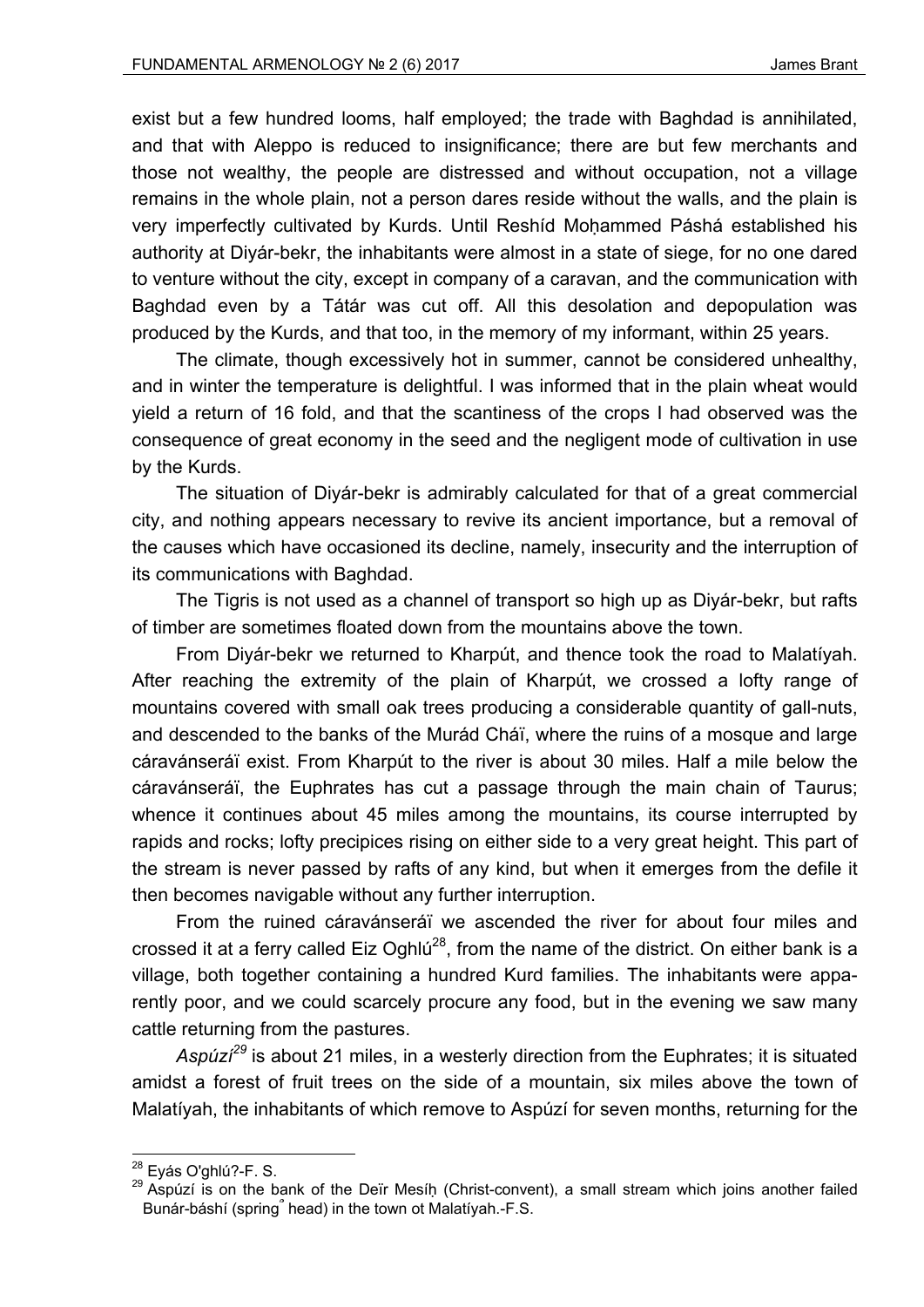exist but a few hundred looms, half employed; the trade with Baghdad is annihilated, and that with Aleppo is reduced to insignificance; there are but few merchants and those not wealthy, the people are distressed and without occupation, not a village remains in the whole plain, not a person dares reside without the walls, and the plain is very imperfectly cultivated by Kurds. Until Reshíd Moḥammed Páshá established his authority at Diyár-bekr, the inhabitants were almost in a state of siege, for no one dared to venture without the city, except in company of a caravan, and the communication with Baghdad even by a Tátár was cut off. All this desolation and depopulation was produced by the Kurds, and that too, in the memory of my informant, within 25 years.

The climate, though excessively hot in summer, cannot be considered unhealthy, and in winter the temperature is delightful. I was informed that in the plain wheat would yield a return of 16 fold, and that the scantiness of the crops I had observed was the consequence of great economy in the seed and the negligent mode of cultivation in use by the Kurds.

The situation of Diyár-bekr is admirably calculated for that of a great commercial city, and nothing appears necessary to revive its ancient importance, but a removal of the causes which have occasioned its decline, namely, insecurity and the interruption of its communications with Baghdad.

The Tigris is not used as a channel of transport so high up as Diyár-bekr, but rafts of timber are sometimes floated down from the mountains above the town.

From Diyár-bekr we returned to Kharpút, and thence took the road to Malatíyah. After reaching the extremity of the plain of Kharpút, we crossed a lofty range of mountains covered with small oak trees producing a considerable quantity of gall-nuts, and descended to the banks of the Murád Cháï, where the ruins of a mosque and large cáravánseráï exist. From Kharpút to the river is about 30 miles. Half a mile below the cáravánseráï, the Euphrates has cut a passage through the main chain of Taurus; whence it continues about 45 miles among the mountains, its course interrupted by rapids and rocks; lofty precipices rising on either side to a very great height. This part of the stream is never passed by rafts of any kind, but when it emerges from the defile it then becomes navigable without any further interruption.

From the ruined cáravánseráï we ascended the river for about four miles and crossed it at a ferry called Eiz Oghlú[28], from the name of the district. On either bank is a village, both together containing a hundred Kurd families. The inhabitants were apparently poor, and we could scarcely procure any food, but in the evening we saw many cattle returning from the pastures.

*Aspúzí*[29] is about 21 miles, in a westerly direction from the Euphrates; it is situated amidst a forest of fruit trees on the side of a mountain, six miles above the town of Malatíyah, the inhabitants of which remove to Aspúzí for seven months, returning for the

---

[28] Eyás O'ghlú?-F. S.

[29] Aspúzí is on the bank of the Deïr Mesíḥ (Christ-convent), a small stream which joins another failed Bunár-báshí (spring˚ head) in the town ot Malatíyah.-F.S.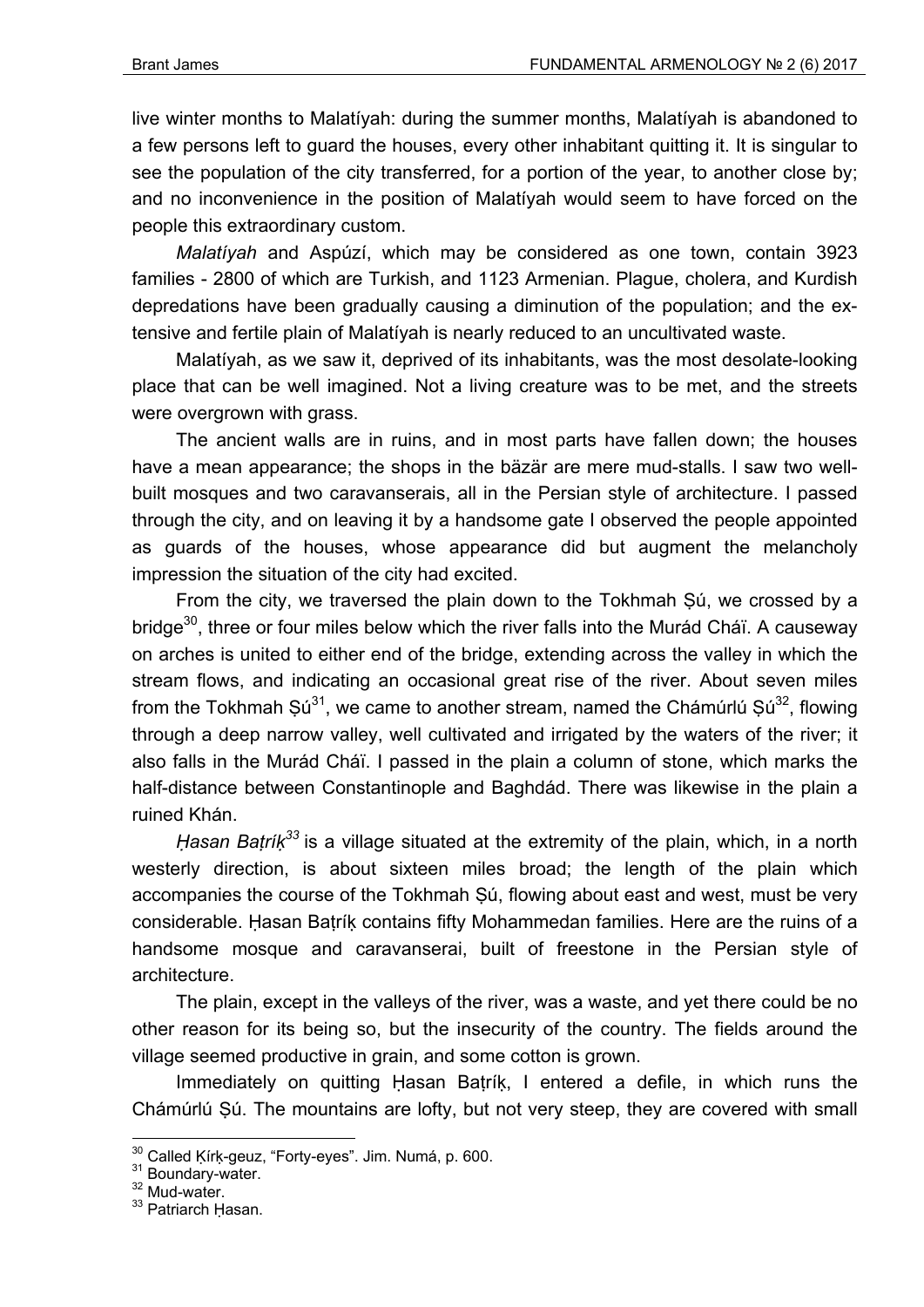live winter months to Malatíyah: during the summer months, Malatíyah is abandoned to a few persons left to guard the houses, every other inhabitant quitting it. It is singular to see the population of the city transferred, for a portion of the year, to another close by; and no inconvenience in the position of Malatíyah would seem to have forced on the people this extraordinary custom.

*Malatíyah* and Aspúzí, which may be considered as one town, contain 3923 families - 2800 of which are Turkish, and 1123 Armenian. Plague, cholera, and Kurdish depredations have been gradually causing a diminution of the population; and the extensive and fertile plain of Malatíyah is nearly reduced to an uncultivated waste.

Malatíyah, as we saw it, deprived of its inhabitants, was the most desolate-looking place that can be well imagined. Not a living creature was to be met, and the streets were overgrown with grass.

The ancient walls are in ruins, and in most parts have fallen down; the houses have a mean appearance; the shops in the bäzär are mere mud-stalls. I saw two well-built mosques and two caravanserais, all in the Persian style of architecture. I passed through the city, and on leaving it by a handsome gate I observed the people appointed as guards of the houses, whose appearance did but augment the melancholy impression the situation of the city had excited.

From the city, we traversed the plain down to the Tokhmah Ṣú, we crossed by a bridge[30], three or four miles below which the river falls into the Murád Cháï. A causeway on arches is united to either end of the bridge, extending across the valley in which the stream flows, and indicating an occasional great rise of the river. About seven miles from the Tokhmah Ṣú[31], we came to another stream, named the Chámúrlú Ṣú[32], flowing through a deep narrow valley, well cultivated and irrigated by the waters of the river; it also falls in the Murád Cháï. I passed in the plain a column of stone, which marks the half-distance between Constantinople and Baghdád. There was likewise in the plain a ruined Khán.

*Ḥasan Baṭríḳ*[33] is a village situated at the extremity of the plain, which, in a north westerly direction, is about sixteen miles broad; the length of the plain which accompanies the course of the Tokhmah Ṣú, flowing about east and west, must be very considerable. Ḥasan Baṭríḳ contains fifty Mohammedan families. Here are the ruins of a handsome mosque and caravanserai, built of freestone in the Persian style of architecture.

The plain, except in the valleys of the river, was a waste, and yet there could be no other reason for its being so, but the insecurity of the country. The fields around the village seemed productive in grain, and some cotton is grown.

Immediately on quitting Ḥasan Baṭríḳ, I entered a defile, in which runs the Chámúrlú Ṣú. The mountains are lofty, but not very steep, they are covered with small

---

[30] Called Ḳírḳ-geuz, "Forty-eyes". Jim. Numá, p. 600.
[31] Boundary-water.
[32] Mud-water.
[33] Patriarch Ḥasan.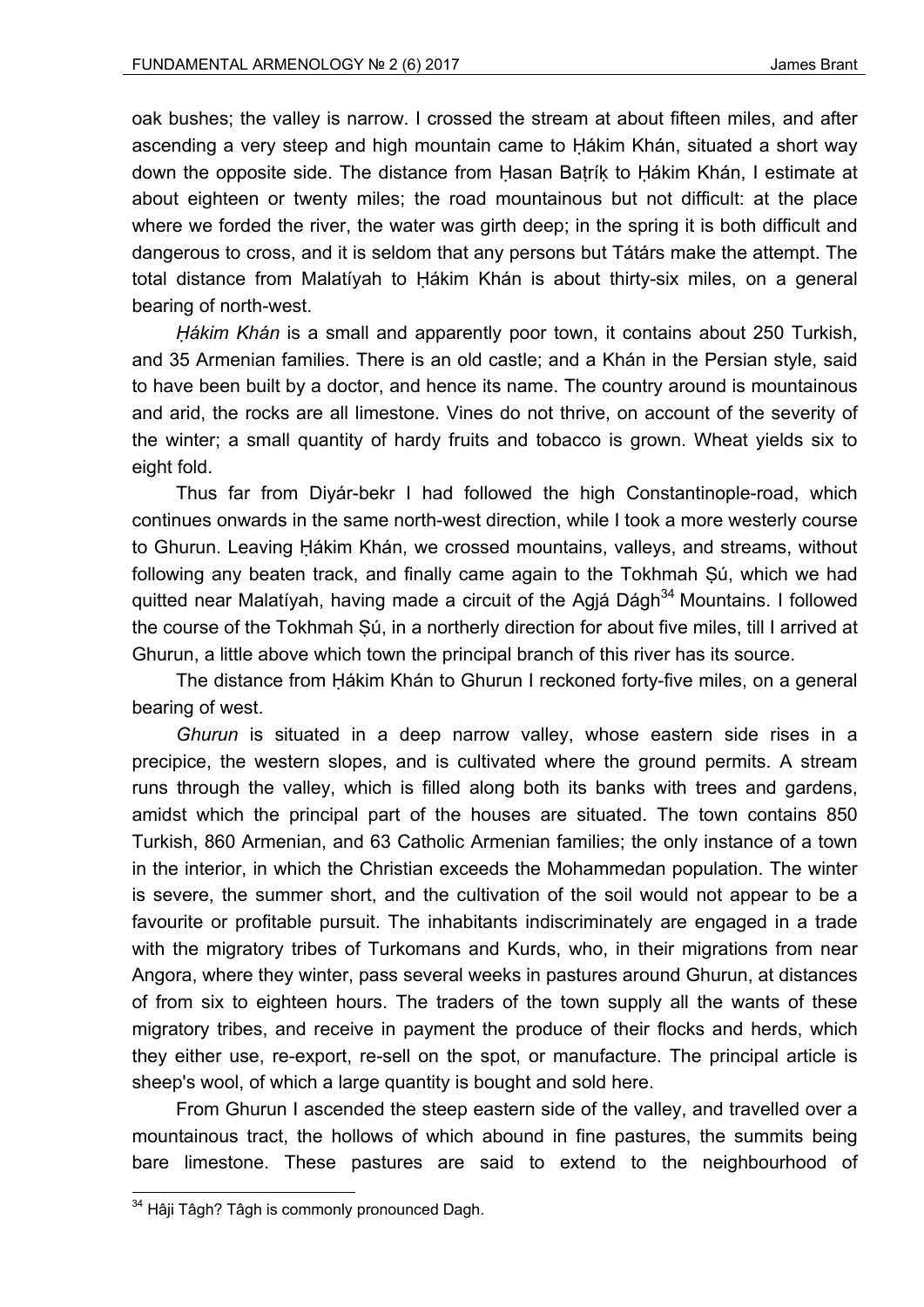oak bushes; the valley is narrow. I crossed the stream at about fifteen miles, and after ascending a very steep and high mountain came to Ḥákim Khán, situated a short way down the opposite side. The distance from Ḥasan Baṭríḳ to Ḥákim Khán, I estimate at about eighteen or twenty miles; the road mountainous but not difficult: at the place where we forded the river, the water was girth deep; in the spring it is both difficult and dangerous to cross, and it is seldom that any persons but Tátárs make the attempt. The total distance from Malatíyah to Ḥákim Khán is about thirty-six miles, on a general bearing of north-west.

*Ḥákim Khán* is a small and apparently poor town, it contains about 250 Turkish, and 35 Armenian families. There is an old castle; and a Khán in the Persian style, said to have been built by a doctor, and hence its name. The country around is mountainous and arid, the rocks are all limestone. Vines do not thrive, on account of the severity of the winter; a small quantity of hardy fruits and tobacco is grown. Wheat yields six to eight fold.

Thus far from Diyár-bekr I had followed the high Constantinople-road, which continues onwards in the same north-west direction, while I took a more westerly course to Ghurun. Leaving Ḥákim Khán, we crossed mountains, valleys, and streams, without following any beaten track, and finally came again to the Tokhmah Ṣú, which we had quitted near Malatíyah, having made a circuit of the Agjá Dágh[34] Mountains. I followed the course of the Tokhmah Ṣú, in a northerly direction for about five miles, till I arrived at Ghurun, a little above which town the principal branch of this river has its source.

The distance from Ḥákim Khán to Ghurun I reckoned forty-five miles, on a general bearing of west.

*Ghurun* is situated in a deep narrow valley, whose eastern side rises in a precipice, the western slopes, and is cultivated where the ground permits. A stream runs through the valley, which is filled along both its banks with trees and gardens, amidst which the principal part of the houses are situated. The town contains 850 Turkish, 860 Armenian, and 63 Catholic Armenian families; the only instance of a town in the interior, in which the Christian exceeds the Mohammedan population. The winter is severe, the summer short, and the cultivation of the soil would not appear to be a favourite or profitable pursuit. The inhabitants indiscriminately are engaged in a trade with the migratory tribes of Turkomans and Kurds, who, in their migrations from near Angora, where they winter, pass several weeks in pastures around Ghurun, at distances of from six to eighteen hours. The traders of the town supply all the wants of these migratory tribes, and receive in payment the produce of their flocks and herds, which they either use, re-export, re-sell on the spot, or manufacture. The principal article is sheep's wool, of which a large quantity is bought and sold here.

From Ghurun I ascended the steep eastern side of the valley, and travelled over a mountainous tract, the hollows of which abound in fine pastures, the summits being bare limestone. These pastures are said to extend to the neighbourhood of

---

[34] Hâji Tâgh? Tâgh is commonly pronounced Dagh.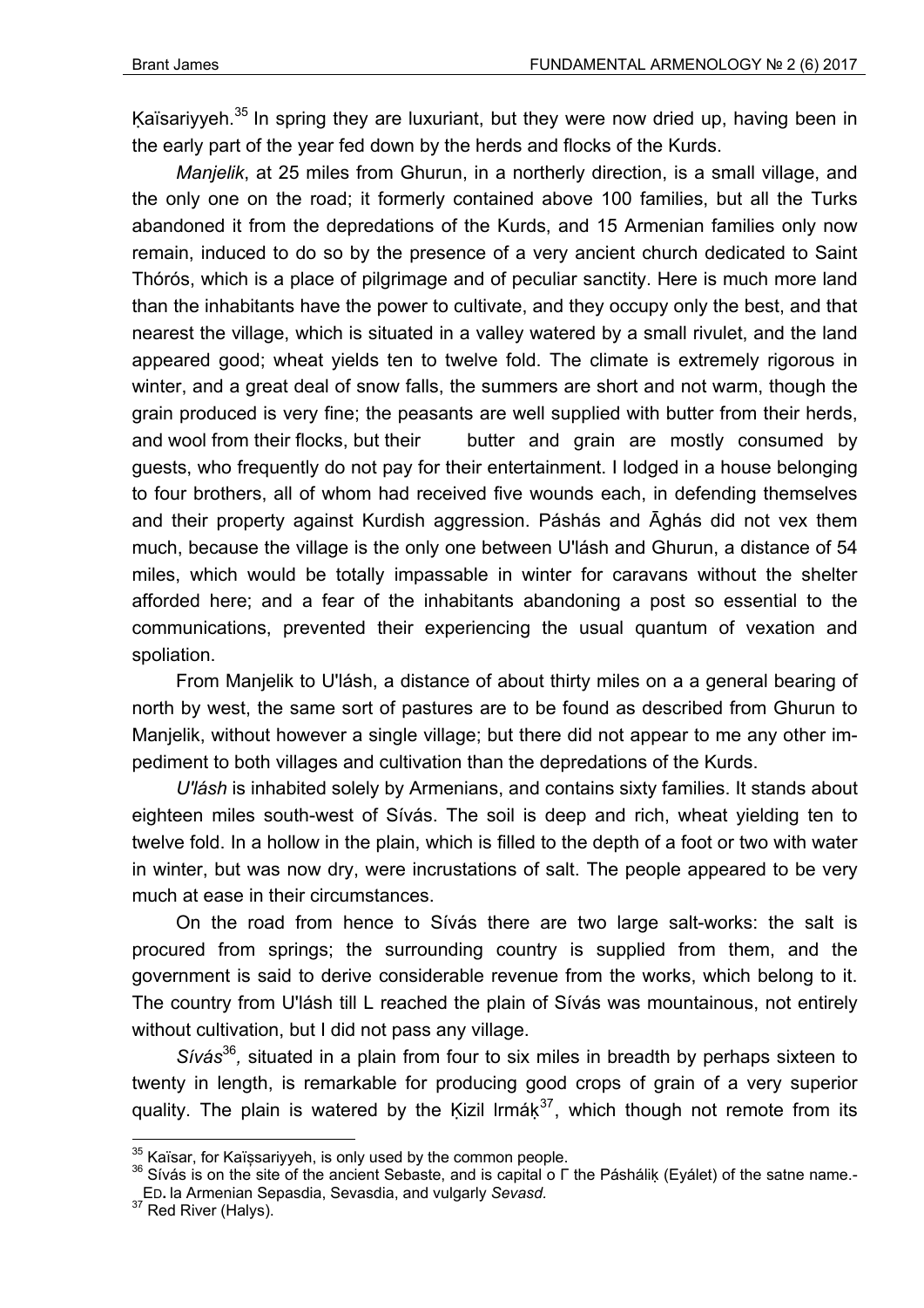Ḳaïsariyyeh.[35] In spring they are luxuriant, but they were now dried up, having been in the early part of the year fed down by the herds and flocks of the Kurds.

*Manjelik*, at 25 miles from Ghurun, in a northerly direction, is a small village, and the only one on the road; it formerly contained above 100 families, but all the Turks abandoned it from the depredations of the Kurds, and 15 Armenian families only now remain, induced to do so by the presence of a very ancient church dedicated to Saint Thórós, which is a place of pilgrimage and of peculiar sanctity. Here is much more land than the inhabitants have the power to cultivate, and they occupy only the best, and that nearest the village, which is situated in a valley watered by a small rivulet, and the land appeared good; wheat yields ten to twelve fold. The climate is extremely rigorous in winter, and a great deal of snow falls, the summers are short and not warm, though the grain produced is very fine; the peasants are well supplied with butter from their herds, and wool from their flocks, but their butter and grain are mostly consumed by guests, who frequently do not pay for their entertainment. I lodged in a house belonging to four brothers, all of whom had received five wounds each, in defending themselves and their property against Kurdish aggression. Páshás and Āghás did not vex them much, because the village is the only one between U'lásh and Ghurun, a distance of 54 miles, which would be totally impassable in winter for caravans without the shelter afforded here; and a fear of the inhabitants abandoning a post so essential to the communications, prevented their experiencing the usual quantum of vexation and spoliation.

From Manjelik to U'lásh, a distance of about thirty miles on a a general bearing of north by west, the same sort of pastures are to be found as described from Ghurun to Manjelik, without however a single village; but there did not appear to me any other impediment to both villages and cultivation than the depredations of the Kurds.

*U'lásh* is inhabited solely by Armenians, and contains sixty families. It stands about eighteen miles south-west of Sívás. The soil is deep and rich, wheat yielding ten to twelve fold. In a hollow in the plain, which is filled to the depth of a foot or two with water in winter, but was now dry, were incrustations of salt. The people appeared to be very much at ease in their circumstances.

On the road from hence to Sívás there are two large salt-works: the salt is procured from springs; the surrounding country is supplied from them, and the government is said to derive considerable revenue from the works, which belong to it. The country from U'lásh till L reached the plain of Sívás was mountainous, not entirely without cultivation, but I did not pass any village.

*Sívás*[36]*,* situated in a plain from four to six miles in breadth by perhaps sixteen to twenty in length, is remarkable for producing good crops of grain of a very superior quality. The plain is watered by the Ḳizil Irmáḳ[37], which though not remote from its

---

[35] Kaïsar, for Kaïṣsariyyeh, is only used by the common people.

[36] Sívás is on the site of the ancient Sebaste, and is capital o Γ the Páshálịḳ (Eyálet) of the satne name.- Ed. la Armenian Sepasdia, Sevasdia, and vulgarly *Sevasd.*

[37] Red River (Halys).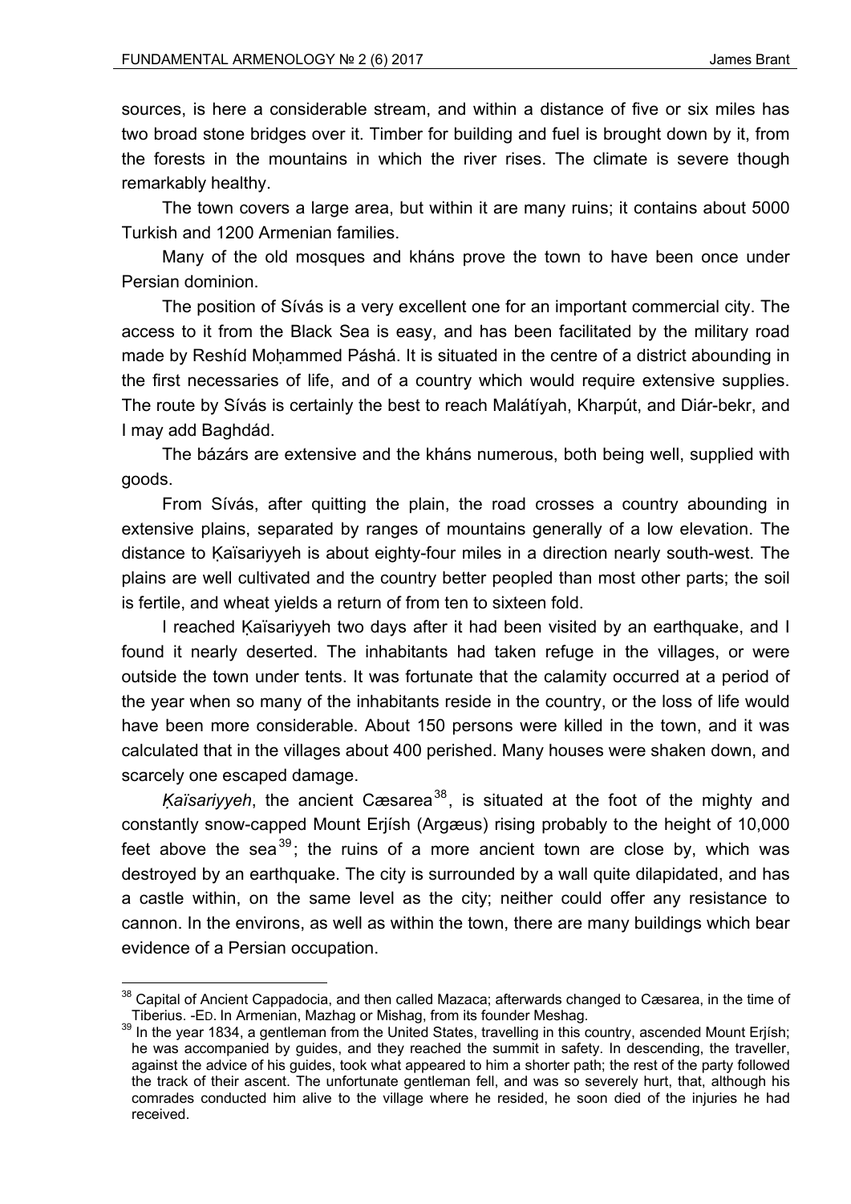sources, is here a considerable stream, and within a distance of five or six miles has two broad stone bridges over it. Timber for building and fuel is brought down by it, from the forests in the mountains in which the river rises. The climate is severe though remarkably healthy.

The town covers a large area, but within it are many ruins; it contains about 5000 Turkish and 1200 Armenian families.

Many of the old mosques and kháns prove the town to have been once under Persian dominion.

The position of Sívás is a very excellent one for an important commercial city. The access to it from the Black Sea is easy, and has been facilitated by the military road made by Reshíd Moḥammed Páshá. It is situated in the centre of a district abounding in the first necessaries of life, and of a country which would require extensive supplies. The route by Sívás is certainly the best to reach Malátíyah, Kharpút, and Diár-bekr, and I may add Baghdád.

The bázárs are extensive and the kháns numerous, both being well, supplied with goods.

From Sívás, after quitting the plain, the road crosses a country abounding in extensive plains, separated by ranges of mountains generally of a low elevation. The distance to Ḳaïsariyyeh is about eighty-four miles in a direction nearly south-west. The plains are well cultivated and the country better peopled than most other parts; the soil is fertile, and wheat yields a return of from ten to sixteen fold.

I reached Ḳaïsariyyeh two days after it had been visited by an earthquake, and I found it nearly deserted. The inhabitants had taken refuge in the villages, or were outside the town under tents. It was fortunate that the calamity occurred at a period of the year when so many of the inhabitants reside in the country, or the loss of life would have been more considerable. About 150 persons were killed in the town, and it was calculated that in the villages about 400 perished. Many houses were shaken down, and scarcely one escaped damage.

*Ḳaïsariyyeh*, the ancient Cæsarea[38], is situated at the foot of the mighty and constantly snow-capped Mount Erjísh (Argæus) rising probably to the height of 10,000 feet above the sea[39]; the ruins of a more ancient town are close by, which was destroyed by an earthquake. The city is surrounded by a wall quite dilapidated, and has a castle within, on the same level as the city; neither could offer any resistance to cannon. In the environs, as well as within the town, there are many buildings which bear evidence of a Persian occupation.

---

[38] Capital of Ancient Cappadocia, and then called Mazaca; afterwards changed to Cæsarea, in the time of Tiberius. -ED. In Armenian, Mazhag or Mishag, from its founder Meshag.

[39] In the year 1834, a gentleman from the United States, travelling in this country, ascended Mount Erjísh; he was accompanied by guides, and they reached the summit in safety. In descending, the traveller, against the advice of his guides, took what appeared to him a shorter path; the rest of the party followed the track of their ascent. The unfortunate gentleman fell, and was so severely hurt, that, although his comrades conducted him alive to the village where he resided, he soon died of the injuries he had received.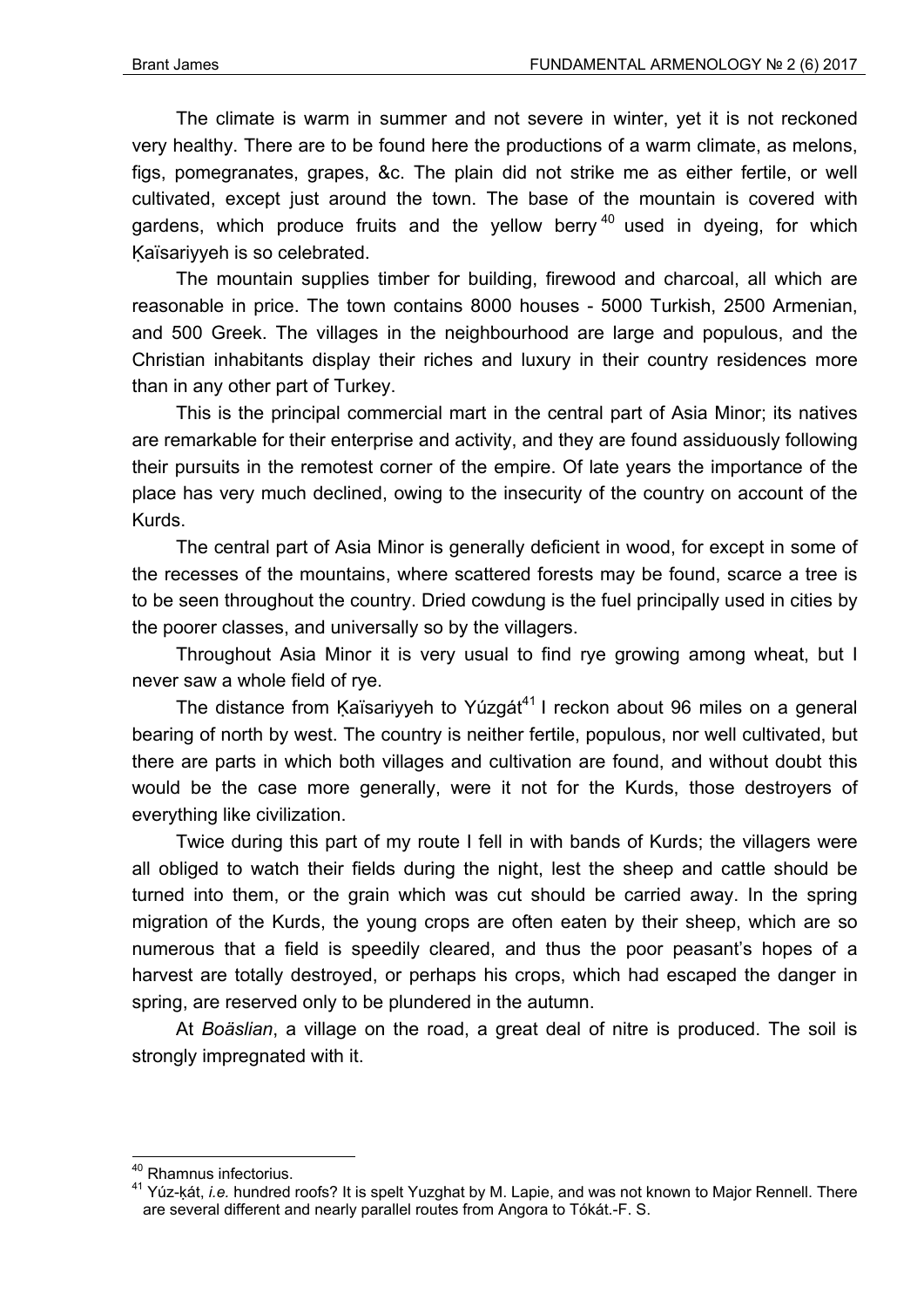The climate is warm in summer and not severe in winter, yet it is not reckoned very healthy. There are to be found here the productions of a warm climate, as melons, figs, pomegranates, grapes, &c. The plain did not strike me as either fertile, or well cultivated, except just around the town. The base of the mountain is covered with gardens, which produce fruits and the yellow berry [40] used in dyeing, for which Ḳaïsariyyeh is so celebrated.

The mountain supplies timber for building, firewood and charcoal, all which are reasonable in price. The town contains 8000 houses - 5000 Turkish, 2500 Armenian, and 500 Greek. The villages in the neighbourhood are large and populous, and the Christian inhabitants display their riches and luxury in their country residences more than in any other part of Turkey.

This is the principal commercial mart in the central part of Asia Minor; its natives are remarkable for their enterprise and activity, and they are found assiduously following their pursuits in the remotest corner of the empire. Of late years the importance of the place has very much declined, owing to the insecurity of the country on account of the Kurds.

The central part of Asia Minor is generally deficient in wood, for except in some of the recesses of the mountains, where scattered forests may be found, scarce a tree is to be seen throughout the country. Dried cowdung is the fuel principally used in cities by the poorer classes, and universally so by the villagers.

Throughout Asia Minor it is very usual to find rye growing among wheat, but I never saw a whole field of rye.

The distance from Ḳaïsariyyeh to Yúzgát[41] I reckon about 96 miles on a general bearing of north by west. The country is neither fertile, populous, nor well cultivated, but there are parts in which both villages and cultivation are found, and without doubt this would be the case more generally, were it not for the Kurds, those destroyers of everything like civilization.

Twice during this part of my route I fell in with bands of Kurds; the villagers were all obliged to watch their fields during the night, lest the sheep and cattle should be turned into them, or the grain which was cut should be carried away. In the spring migration of the Kurds, the young crops are often eaten by their sheep, which are so numerous that a field is speedily cleared, and thus the poor peasant's hopes of a harvest are totally destroyed, or perhaps his crops, which had escaped the danger in spring, are reserved only to be plundered in the autumn.

At *Boäslian*, a village on the road, a great deal of nitre is produced. The soil is strongly impregnated with it.

---

[40] Rhamnus infectorius.

[41] Yúz-ḳát, *i.e.* hundred roofs? It is spelt Yuzghat by M. Lapie, and was not known to Major Rennell. There are several different and nearly parallel routes from Angora to Tókát.-F. S.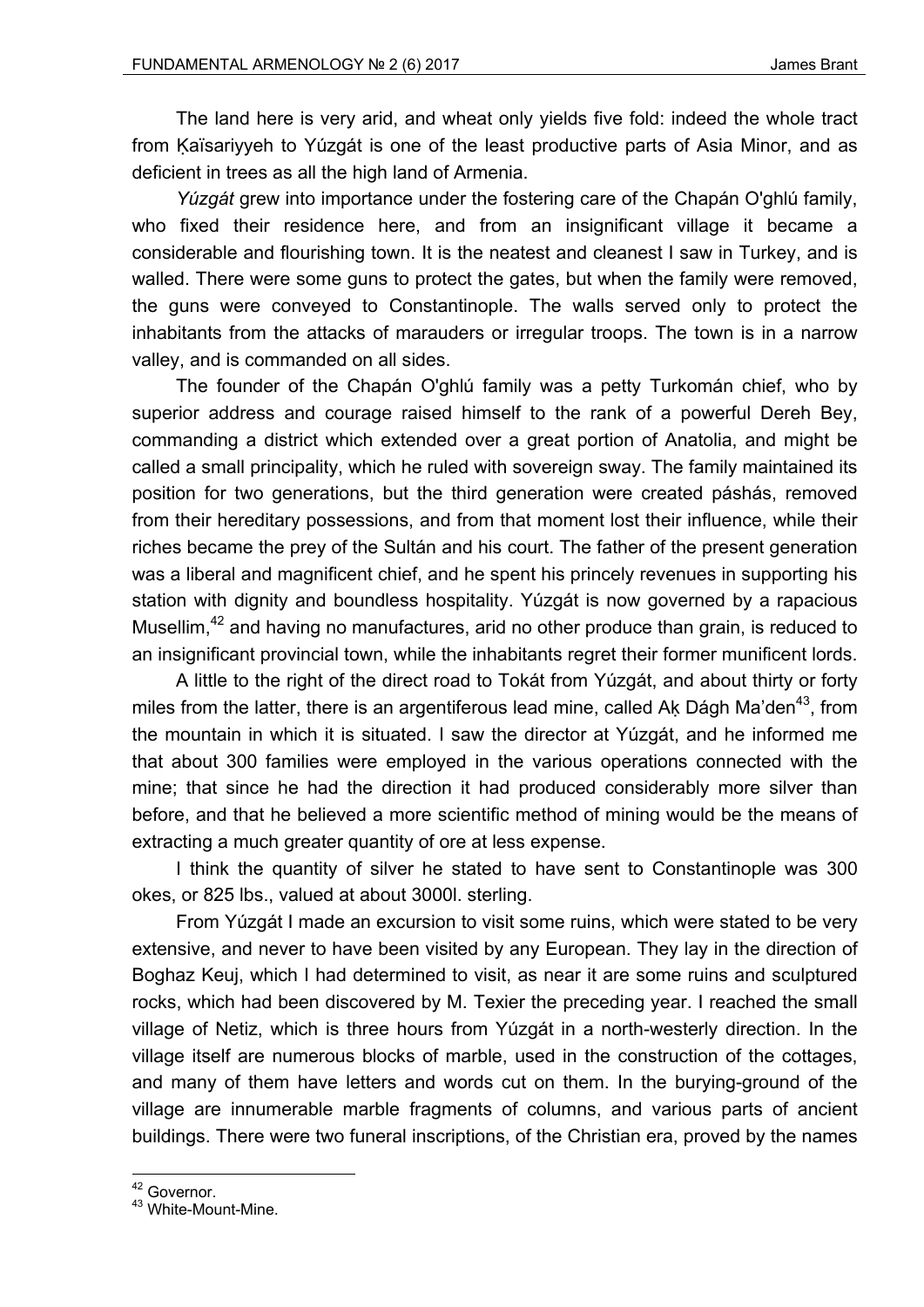The land here is very arid, and wheat only yields five fold: indeed the whole tract from Ķaïsariyyeh to Yúzgát is one of the least productive parts of Asia Minor, and as deficient in trees as all the high land of Armenia.

*Yúzgát* grew into importance under the fostering care of the Chapán O'ghlú family, who fixed their residence here, and from an insignificant village it became a considerable and flourishing town. It is the neatest and cleanest I saw in Turkey, and is walled. There were some guns to protect the gates, but when the family were removed, the guns were conveyed to Constantinople. The walls served only to protect the inhabitants from the attacks of marauders or irregular troops. The town is in a narrow valley, and is commanded on all sides.

The founder of the Chapán O'ghlú family was a petty Turkomán chief, who by superior address and courage raised himself to the rank of a powerful Dereh Bey, commanding a district which extended over a great portion of Anatolia, and might be called a small principality, which he ruled with sovereign sway. The family maintained its position for two generations, but the third generation were created páshás, removed from their hereditary possessions, and from that moment lost their influence, while their riches became the prey of the Sultán and his court. The father of the present generation was a liberal and magnificent chief, and he spent his princely revenues in supporting his station with dignity and boundless hospitality. Yúzgát is now governed by a rapacious Musellim,[42] and having no manufactures, arid no other produce than grain, is reduced to an insignificant provincial town, while the inhabitants regret their former munificent lords.

A little to the right of the direct road to Tokát from Yúzgát, and about thirty or forty miles from the latter, there is an argentiferous lead mine, called Aķ Dágh Ma'den[43], from the mountain in which it is situated. I saw the director at Yúzgát, and he informed me that about 300 families were employed in the various operations connected with the mine; that since he had the direction it had produced considerably more silver than before, and that he believed a more scientific method of mining would be the means of extracting a much greater quantity of ore at less expense.

I think the quantity of silver he stated to have sent to Constantinople was 300 okes, or 825 lbs., valued at about 3000l. sterling.

From Yúzgát I made an excursion to visit some ruins, which were stated to be very extensive, and never to have been visited by any European. They lay in the direction of Boghaz Keuj, which I had determined to visit, as near it are some ruins and sculptured rocks, which had been discovered by M. Texier the preceding year. I reached the small village of Netiz, which is three hours from Yúzgát in a north-westerly direction. In the village itself are numerous blocks of marble, used in the construction of the cottages, and many of them have letters and words cut on them. In the burying-ground of the village are innumerable marble fragments of columns, and various parts of ancient buildings. There were two funeral inscriptions, of the Christian era, proved by the names

---

[42] Governor.

[43] White-Mount-Mine.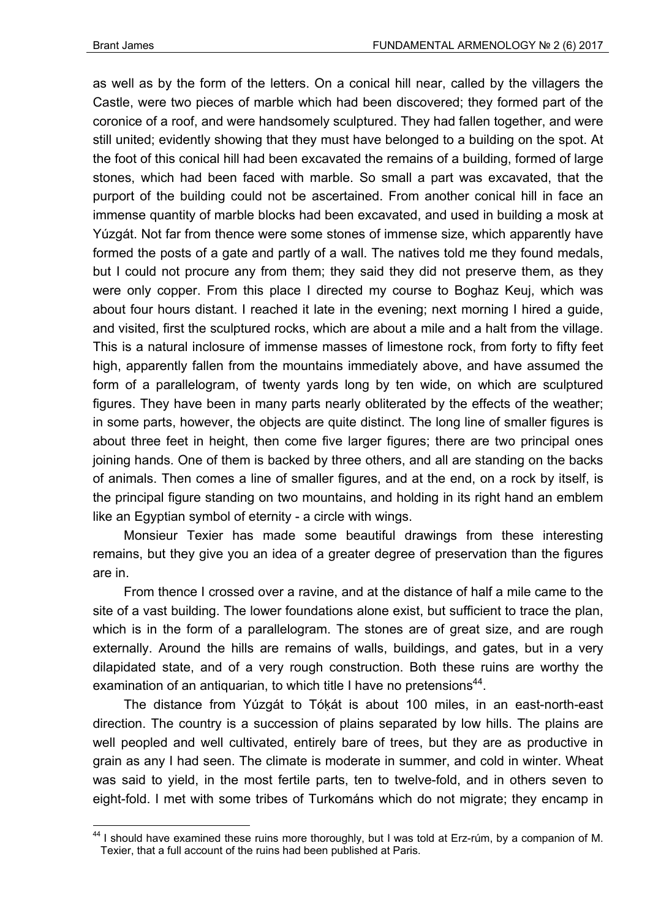as well as by the form of the letters. On a conical hill near, called by the villagers the Castle, were two pieces of marble which had been discovered; they formed part of the coronice of a roof, and were handsomely sculptured. They had fallen together, and were still united; evidently showing that they must have belonged to a building on the spot. At the foot of this conical hill had been excavated the remains of a building, formed of large stones, which had been faced with marble. So small a part was excavated, that the purport of the building could not be ascertained. From another conical hill in face an immense quantity of marble blocks had been excavated, and used in building a mosk at Yúzgát. Not far from thence were some stones of immense size, which apparently have formed the posts of a gate and partly of a wall. The natives told me they found medals, but I could not procure any from them; they said they did not preserve them, as they were only copper. From this place I directed my course to Boghaz Keuj, which was about four hours distant. I reached it late in the evening; next morning I hired a guide, and visited, first the sculptured rocks, which are about a mile and a halt from the village. This is a natural inclosure of immense masses of limestone rock, from forty to fifty feet high, apparently fallen from the mountains immediately above, and have assumed the form of a parallelogram, of twenty yards long by ten wide, on which are sculptured figures. They have been in many parts nearly obliterated by the effects of the weather; in some parts, however, the objects are quite distinct. The long line of smaller figures is about three feet in height, then come five larger figures; there are two principal ones joining hands. One of them is backed by three others, and all are standing on the backs of animals. Then comes a line of smaller figures, and at the end, on a rock by itself, is the principal figure standing on two mountains, and holding in its right hand an emblem like an Egyptian symbol of eternity - a circle with wings.

Monsieur Texier has made some beautiful drawings from these interesting remains, but they give you an idea of a greater degree of preservation than the figures are in.

From thence I crossed over a ravine, and at the distance of half a mile came to the site of a vast building. The lower foundations alone exist, but sufficient to trace the plan, which is in the form of a parallelogram. The stones are of great size, and are rough externally. Around the hills are remains of walls, buildings, and gates, but in a very dilapidated state, and of a very rough construction. Both these ruins are worthy the examination of an antiquarian, to which title I have no pretensions[44].

The distance from Yúzgát to Tóķát is about 100 miles, in an east-north-east direction. The country is a succession of plains separated by low hills. The plains are well peopled and well cultivated, entirely bare of trees, but they are as productive in grain as any I had seen. The climate is moderate in summer, and cold in winter. Wheat was said to yield, in the most fertile parts, ten to twelve-fold, and in others seven to eight-fold. I met with some tribes of Turkománs which do not migrate; they encamp in

[44] I should have examined these ruins more thoroughly, but I was told at Erz-rúm, by a companion of M. Texier, that a full account of the ruins had been published at Paris.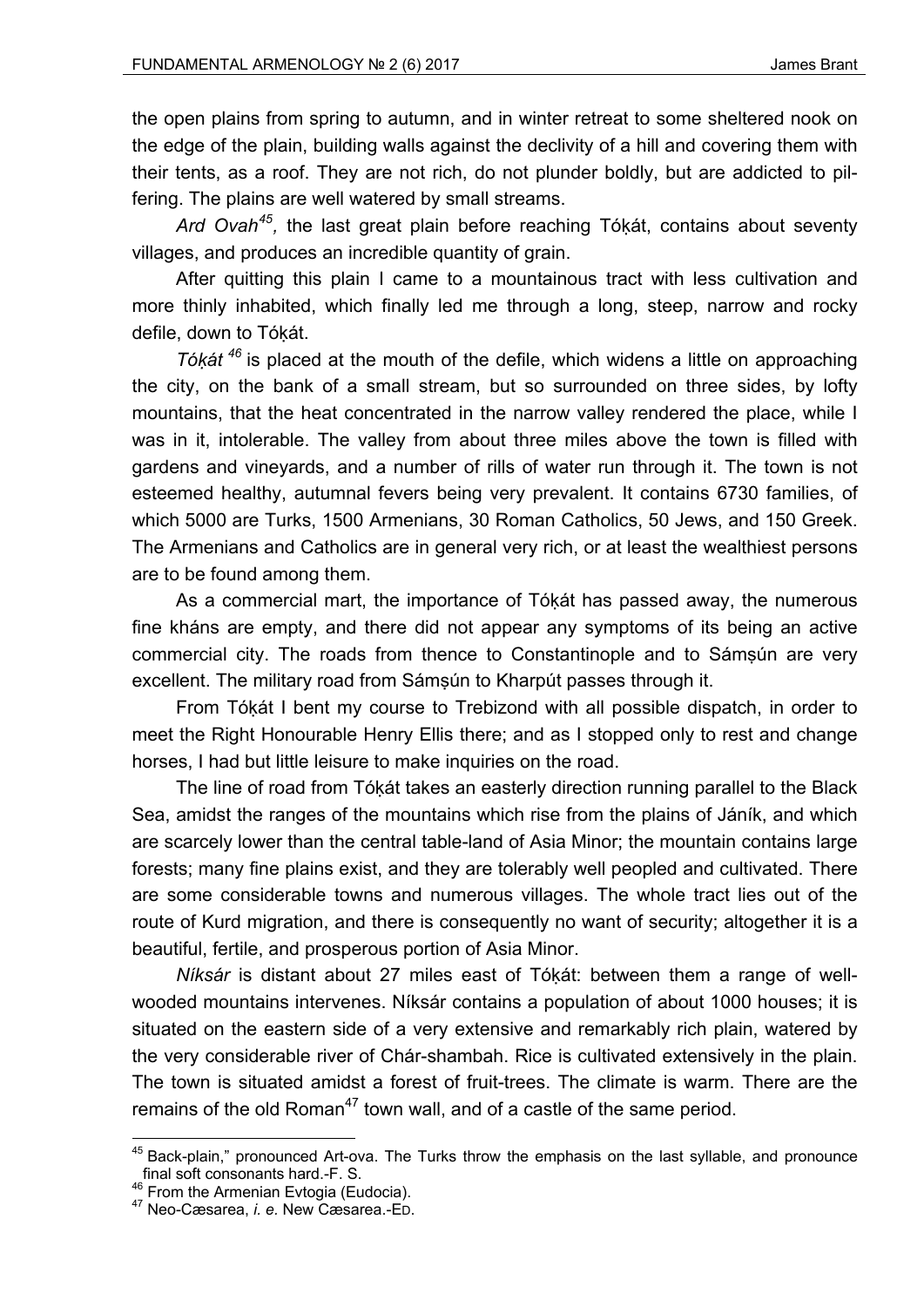the open plains from spring to autumn, and in winter retreat to some sheltered nook on the edge of the plain, building walls against the declivity of a hill and covering them with their tents, as a roof. They are not rich, do not plunder boldly, but are addicted to pilfering. The plains are well watered by small streams.

*Ard Ovah*[45], the last great plain before reaching Tóḳát, contains about seventy villages, and produces an incredible quantity of grain.

After quitting this plain I came to a mountainous tract with less cultivation and more thinly inhabited, which finally led me through a long, steep, narrow and rocky defile, down to Tóḳát.

*Tóḳát*[46] is placed at the mouth of the defile, which widens a little on approaching the city, on the bank of a small stream, but so surrounded on three sides, by lofty mountains, that the heat concentrated in the narrow valley rendered the place, while I was in it, intolerable. The valley from about three miles above the town is filled with gardens and vineyards, and a number of rills of water run through it. The town is not esteemed healthy, autumnal fevers being very prevalent. It contains 6730 families, of which 5000 are Turks, 1500 Armenians, 30 Roman Catholics, 50 Jews, and 150 Greek. The Armenians and Catholics are in general very rich, or at least the wealthiest persons are to be found among them.

As a commercial mart, the importance of Tóḳát has passed away, the numerous fine kháns are empty, and there did not appear any symptoms of its being an active commercial city. The roads from thence to Constantinople and to Sámṣún are very excellent. The military road from Sámṣún to Kharpút passes through it.

From Tóḳát I bent my course to Trebizond with all possible dispatch, in order to meet the Right Honourable Henry Ellis there; and as I stopped only to rest and change horses, I had but little leisure to make inquiries on the road.

The line of road from Tóḳát takes an easterly direction running parallel to the Black Sea, amidst the ranges of the mountains which rise from the plains of Jáník, and which are scarcely lower than the central table-land of Asia Minor; the mountain contains large forests; many fine plains exist, and they are tolerably well peopled and cultivated. There are some considerable towns and numerous villages. The whole tract lies out of the route of Kurd migration, and there is consequently no want of security; altogether it is a beautiful, fertile, and prosperous portion of Asia Minor.

*Níksár* is distant about 27 miles east of Tóḳát: between them a range of well-wooded mountains intervenes. Níksár contains a population of about 1000 houses; it is situated on the eastern side of a very extensive and remarkably rich plain, watered by the very considerable river of Chár-shambah. Rice is cultivated extensively in the plain. The town is situated amidst a forest of fruit-trees. The climate is warm. There are the remains of the old Roman[47] town wall, and of a castle of the same period.

---

[45] Back-plain," pronounced Art-ova. The Turks throw the emphasis on the last syllable, and pronounce final soft consonants hard.-F. S.

[46] From the Armenian Evtogia (Eudocia).

[47] Neo-Cæsarea, *i. e.* New Cæsarea.-ED.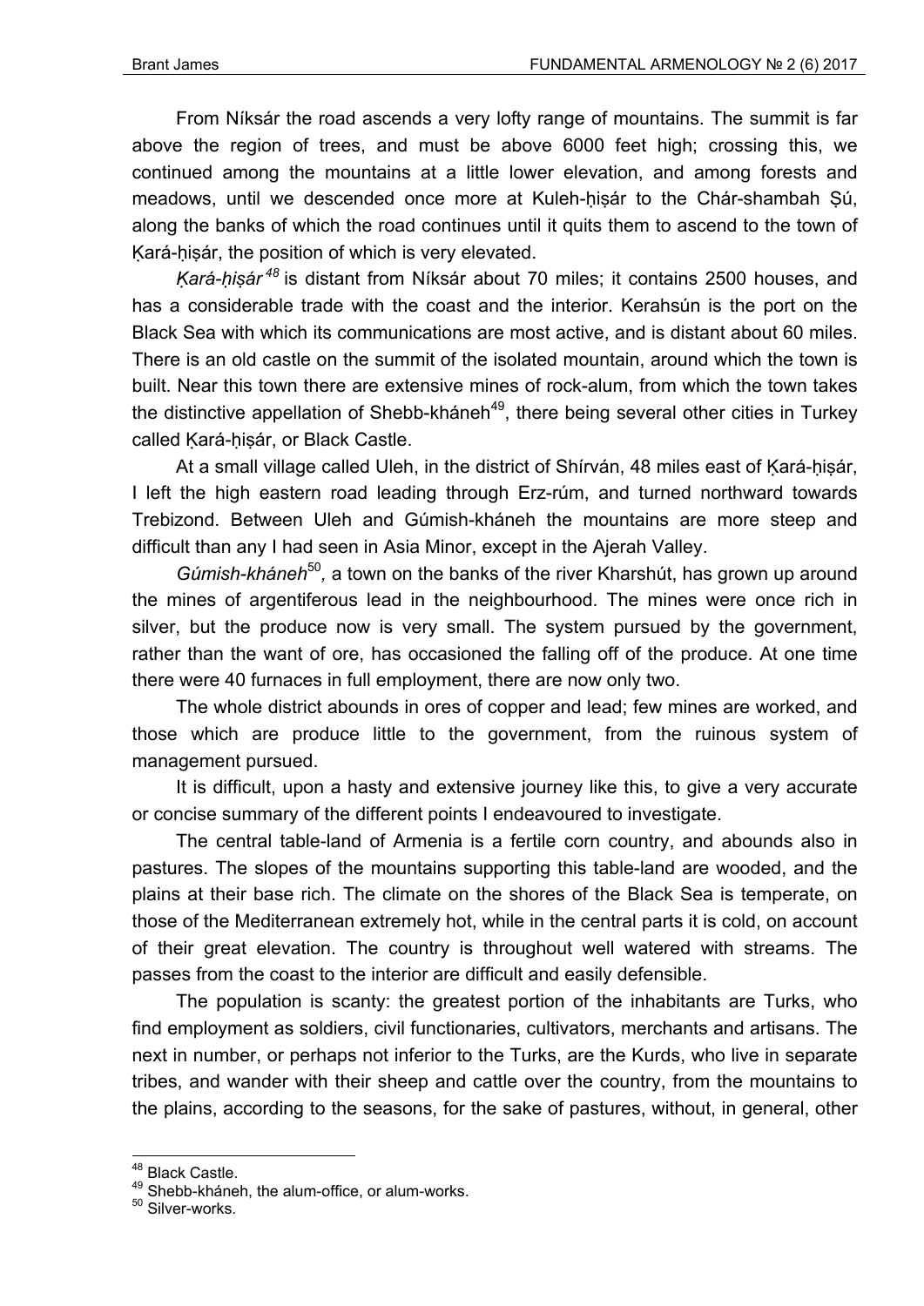From Níksár the road ascends a very lofty range of mountains. The summit is far above the region of trees, and must be above 6000 feet high; crossing this, we continued among the mountains at a little lower elevation, and among forests and meadows, until we descended once more at Kuleh-ḥiṣár to the Chár-shambah Ṣú, along the banks of which the road continues until it quits them to ascend to the town of Ḳará-ḥiṣár, the position of which is very elevated.

*Ḳará-ḥiṣár*[48] is distant from Níksár about 70 miles; it contains 2500 houses, and has a considerable trade with the coast and the interior. Kerahsún is the port on the Black Sea with which its communications are most active, and is distant about 60 miles. There is an old castle on the summit of the isolated mountain, around which the town is built. Near this town there are extensive mines of rock-alum, from which the town takes the distinctive appellation of Shebb-kháneh[49], there being several other cities in Turkey called Ḳará-ḥiṣár, or Black Castle.

At a small village called Uleh, in the district of Shírván, 48 miles east of Ḳará-ḥiṣár, I left the high eastern road leading through Erz-rúm, and turned northward towards Trebizond. Between Uleh and Gúmish-kháneh the mountains are more steep and difficult than any I had seen in Asia Minor, except in the Ajerah Valley.

*Gúmish-kháneh*[50], a town on the banks of the river Kharshút, has grown up around the mines of argentiferous lead in the neighbourhood. The mines were once rich in silver, but the produce now is very small. The system pursued by the government, rather than the want of ore, has occasioned the falling off of the produce. At one time there were 40 furnaces in full employment, there are now only two.

The whole district abounds in ores of copper and lead; few mines are worked, and those which are produce little to the government, from the ruinous system of management pursued.

It is difficult, upon a hasty and extensive journey like this, to give a very accurate or concise summary of the different points I endeavoured to investigate.

The central table-land of Armenia is a fertile corn country, and abounds also in pastures. The slopes of the mountains supporting this table-land are wooded, and the plains at their base rich. The climate on the shores of the Black Sea is temperate, on those of the Mediterranean extremely hot, while in the central parts it is cold, on account of their great elevation. The country is throughout well watered with streams. The passes from the coast to the interior are difficult and easily defensible.

The population is scanty: the greatest portion of the inhabitants are Turks, who find employment as soldiers, civil functionaries, cultivators, merchants and artisans. The next in number, or perhaps not inferior to the Turks, are the Kurds, who live in separate tribes, and wander with their sheep and cattle over the country, from the mountains to the plains, according to the seasons, for the sake of pastures, without, in general, other

---

[48] Black Castle.

[49] Shebb-kháneh, the alum-office, or alum-works.

[50] Silver-works.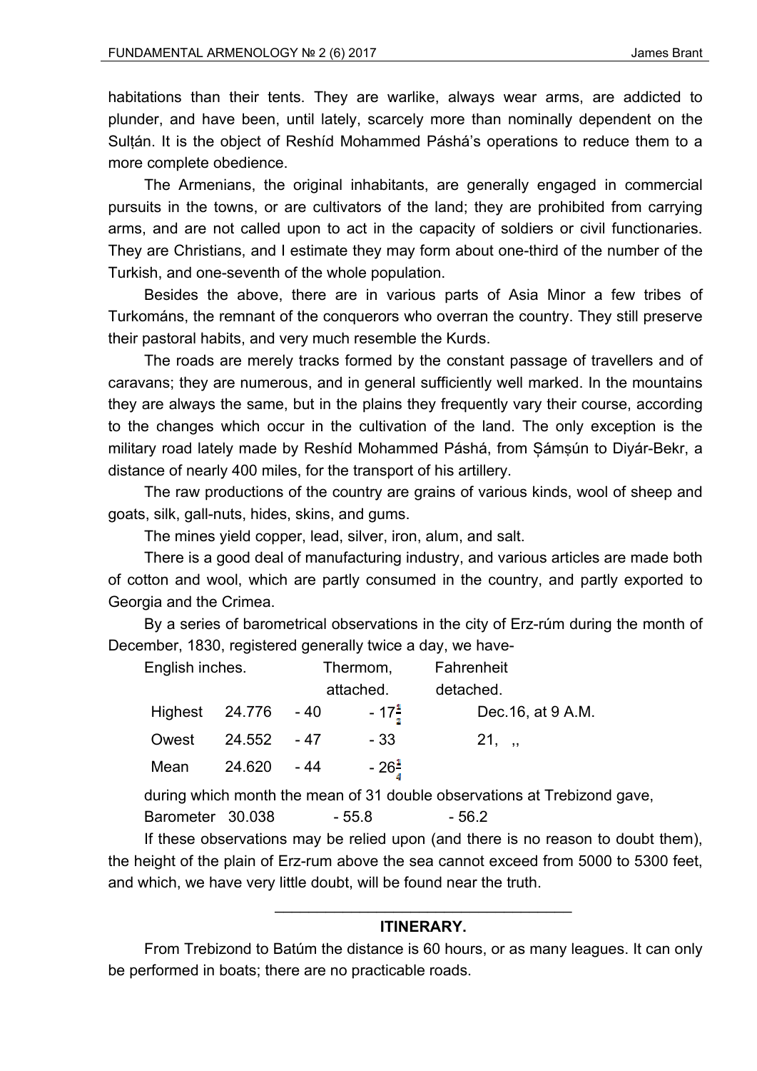habitations than their tents. They are warlike, always wear arms, are addicted to plunder, and have been, until lately, scarcely more than nominally dependent on the Sulṭán. It is the object of Reshíd Mohammed Páshá's operations to reduce them to a more complete obedience.

The Armenians, the original inhabitants, are generally engaged in commercial pursuits in the towns, or are cultivators of the land; they are prohibited from carrying arms, and are not called upon to act in the capacity of soldiers or civil functionaries. They are Christians, and I estimate they may form about one-third of the number of the Turkish, and one-seventh of the whole population.

Besides the above, there are in various parts of Asia Minor a few tribes of Turkománs, the remnant of the conquerors who overran the country. They still preserve their pastoral habits, and very much resemble the Kurds.

The roads are merely tracks formed by the constant passage of travellers and of caravans; they are numerous, and in general sufficiently well marked. In the mountains they are always the same, but in the plains they frequently vary their course, according to the changes which occur in the cultivation of the land. The only exception is the military road lately made by Reshíd Mohammed Páshá, from Ṣámṣún to Diyár-Bekr, a distance of nearly 400 miles, for the transport of his artillery.

The raw productions of the country are grains of various kinds, wool of sheep and goats, silk, gall-nuts, hides, skins, and gums.

The mines yield copper, lead, silver, iron, alum, and salt.

There is a good deal of manufacturing industry, and various articles are made both of cotton and wool, which are partly consumed in the country, and partly exported to Georgia and the Crimea.

By a series of barometrical observations in the city of Erz-rúm during the month of December, 1830, registered generally twice a day, we have-

| | English inches. | Thermom, attached. | Fahrenheit detached. | |
|---|---|---|---|---|
| Highest | 24.776 | - 40 | - 17$\frac{1}{2}$ | Dec.16, at 9 A.M. |
| Owest | 24.552 | - 47 | - 33 | 21, ,, |
| Mean | 24.620 | - 44 | - 26$\frac{3}{4}$ | |

during which month the mean of 31 double observations at Trebizond gave,

Barometer 30.038 - 55.8 - 56.2

If these observations may be relied upon (and there is no reason to doubt them), the height of the plain of Erz-rum above the sea cannot exceed from 5000 to 5300 feet, and which, we have very little doubt, will be found near the truth.

---

## ITINERARY.

From Trebizond to Batúm the distance is 60 hours, or as many leagues. It can only be performed in boats; there are no practicable roads.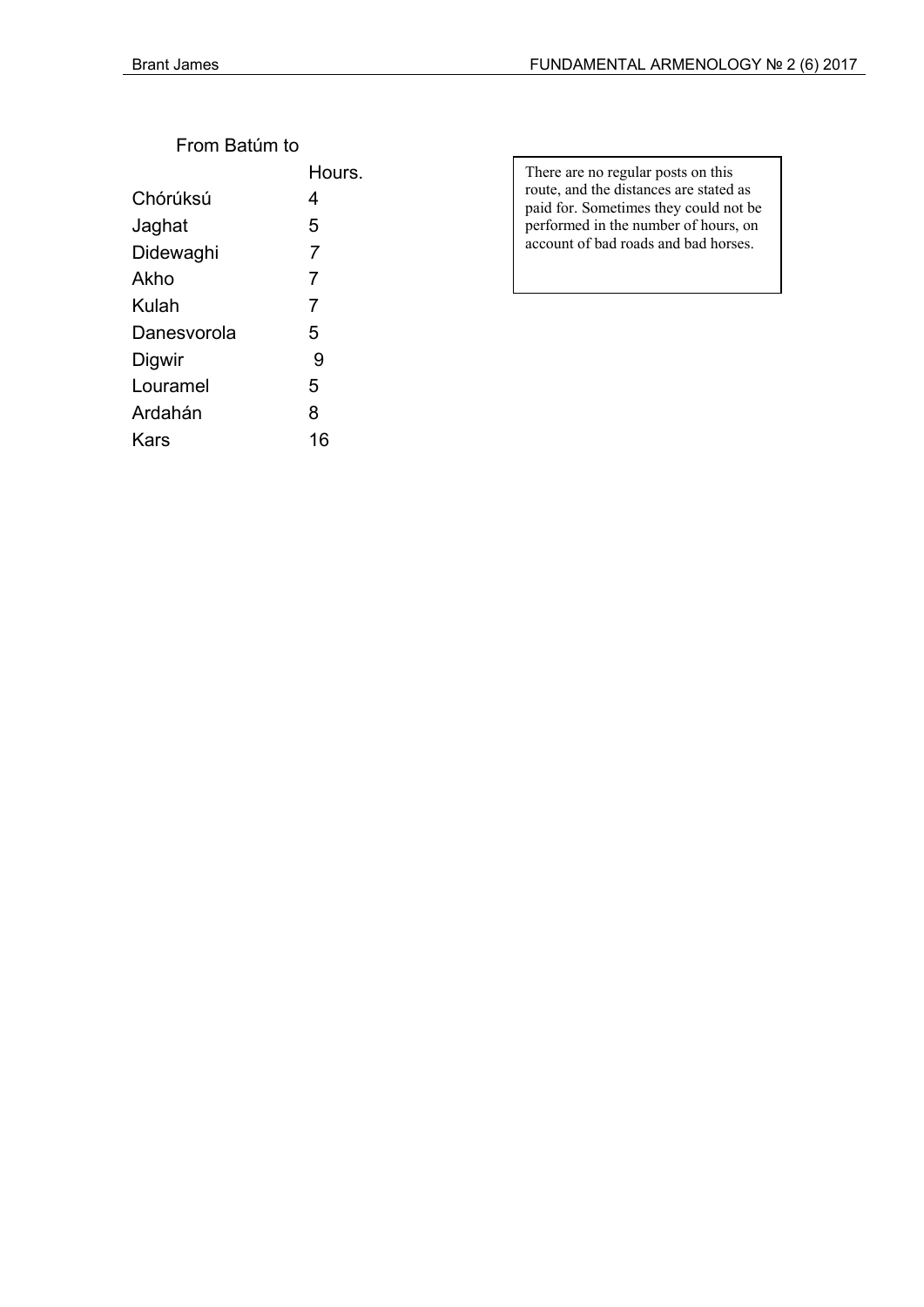From Batúm to

| | Hours. |
|---|---|
| Chórúksú | 4 |
| Jaghat | 5 |
| Didewaghi | 7 |
| Akho | 7 |
| Kulah | 7 |
| Danesvorola | 5 |
| Digwir | 9 |
| Louramel | 5 |
| Ardahán | 8 |
| Kars | 16 |

There are no regular posts on this route, and the distances are stated as paid for. Sometimes they could not be performed in the number of hours, on account of bad roads and bad horses.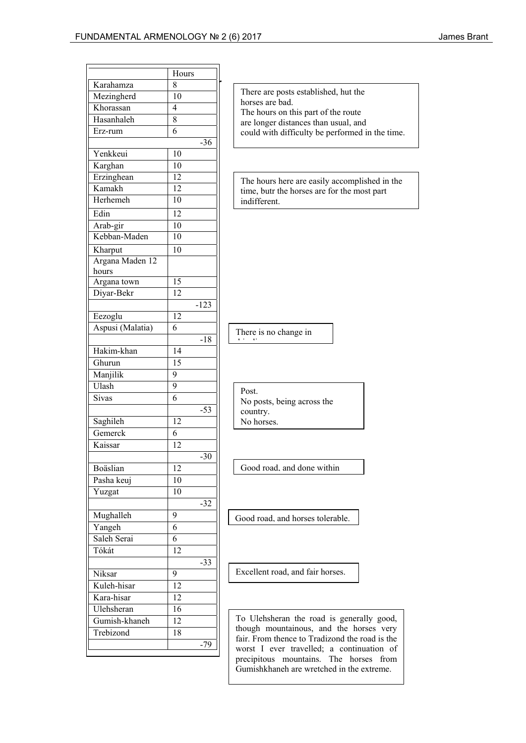| | Hours |
|---|---|
| Karahamza | 8 |
| Mezingherd | 10 |
| Khorassan | 4 |
| Hasanhaleh | 8 |
| Erz-rum | 6 |
| | -36 |
| Yenkkeui | 10 |
| Karghan | 10 |
| Erzinghean | 12 |
| Kamakh | 12 |
| Herhemeh | 10 |
| Edin | 12 |
| Arab-gir | 10 |
| Kebban-Maden | 10 |
| Kharput | 10 |
| Argana Maden 12 hours | |
| Argana town | 15 |
| Diyar-Bekr | 12 |
| | -123 |
| Eezoglu | 12 |
| Aspusi (Malatia) | 6 |
| | -18 |
| Hakim-khan | 14 |
| Ghurun | 15 |
| Manjilik | 9 |
| Ulash | 9 |
| Sivas | 6 |
| | -53 |
| Saghileh | 12 |
| Gemerck | 6 |
| Kaissar | 12 |
| | -30 |
| Boäslian | 12 |
| Pasha keuj | 10 |
| Yuzgat | 10 |
| | -32 |
| Mughalleh | 9 |
| Yangeh | 6 |
| Saleh Serai | 6 |
| Tókát | 12 |
| | -33 |
| Niksar | 9 |
| Kuleh-hisar | 12 |
| Kara-hisar | 12 |
| Ulehsheran | 16 |
| Gumish-khaneh | 12 |
| Trebizond | 18 |
| | -79 |

There are posts established, hut the horses are bad.
The hours on this part of the route are longer distances than usual, and could with difficulty be performed in the time.

The hours here are easily accomplished in the time, butr the horses are for the most part indifferent.

There is no change in

Post.
No posts, being across the country.
No horses.

Good road, and done within

Good road, and horses tolerable.

Excellent road, and fair horses.

To Ulehsheran the road is generally good, though mountainous, and the horses very fair. From thence to Tradizond the road is the worst I ever travelled; a continuation of precipitous mountains. The horses from Gumishkhaneh are wretched in the extreme.